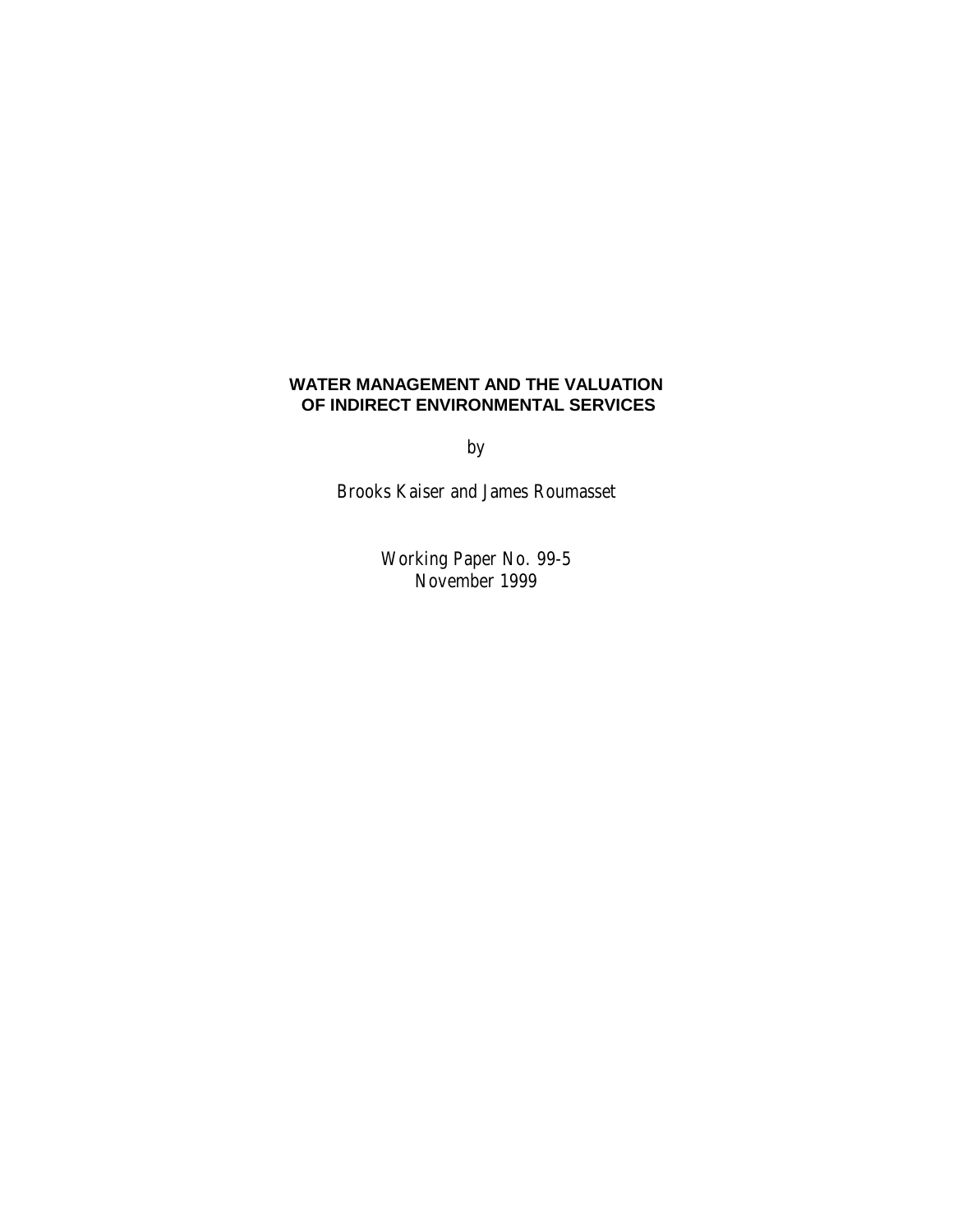# WATER MANAGEMENT AND THE VALUATION OF INDIRECT ENVIRONMENTAL SERVICES

by

Brooks Kaiser and James Roumasset

Working Paper No. 99-5

November 1999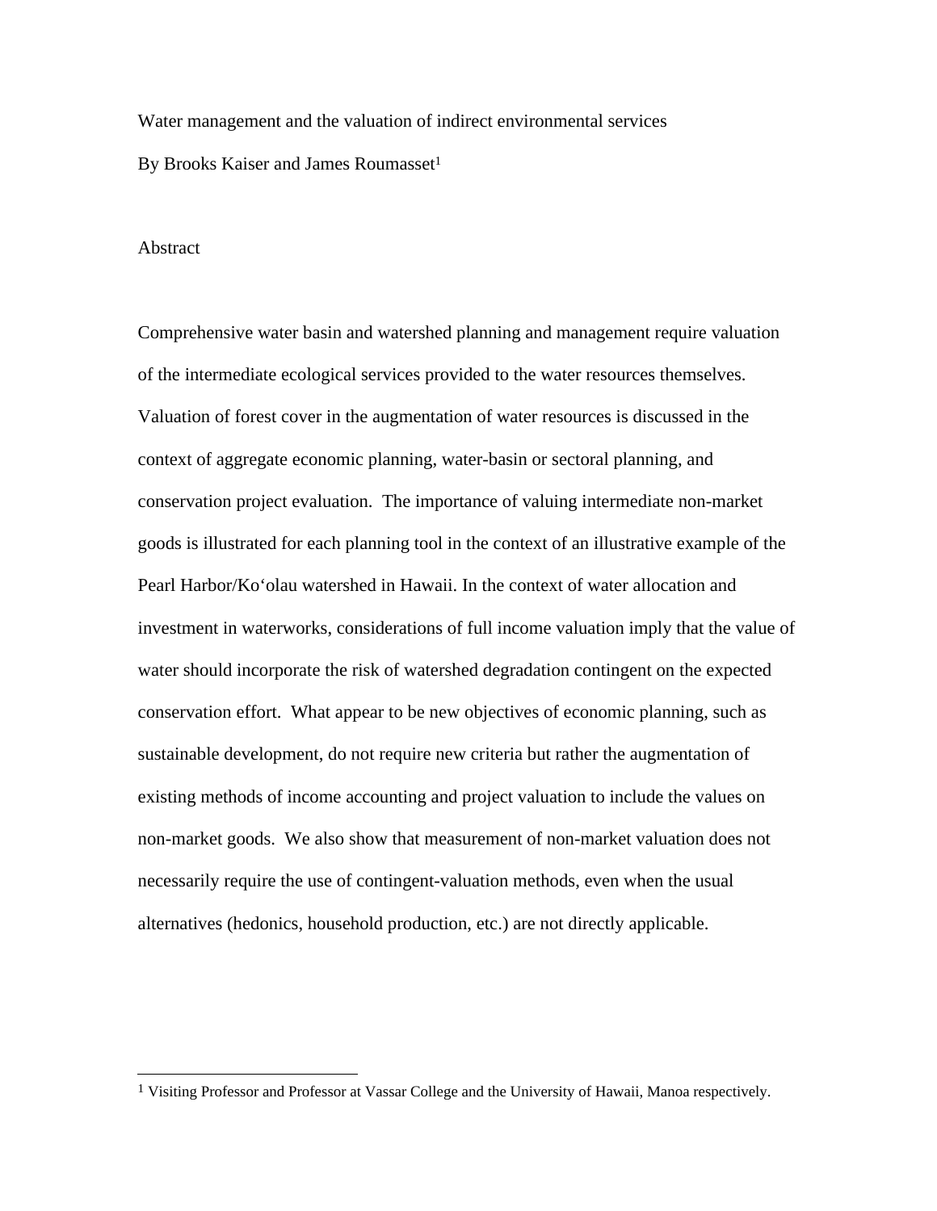Water management and the valuation of indirect environmental services

By Brooks Kaiser and James Roumasset[1]

## Abstract

Comprehensive water basin and watershed planning and management require valuation of the intermediate ecological services provided to the water resources themselves. Valuation of forest cover in the augmentation of water resources is discussed in the context of aggregate economic planning, water-basin or sectoral planning, and conservation project evaluation. The importance of valuing intermediate non-market goods is illustrated for each planning tool in the context of an illustrative example of the Pearl Harbor/Koʻolau watershed in Hawaii. In the context of water allocation and investment in waterworks, considerations of full income valuation imply that the value of water should incorporate the risk of watershed degradation contingent on the expected conservation effort. What appear to be new objectives of economic planning, such as sustainable development, do not require new criteria but rather the augmentation of existing methods of income accounting and project valuation to include the values on non-market goods. We also show that measurement of non-market valuation does not necessarily require the use of contingent-valuation methods, even when the usual alternatives (hedonics, household production, etc.) are not directly applicable.

[1] Visiting Professor and Professor at Vassar College and the University of Hawaii, Manoa respectively.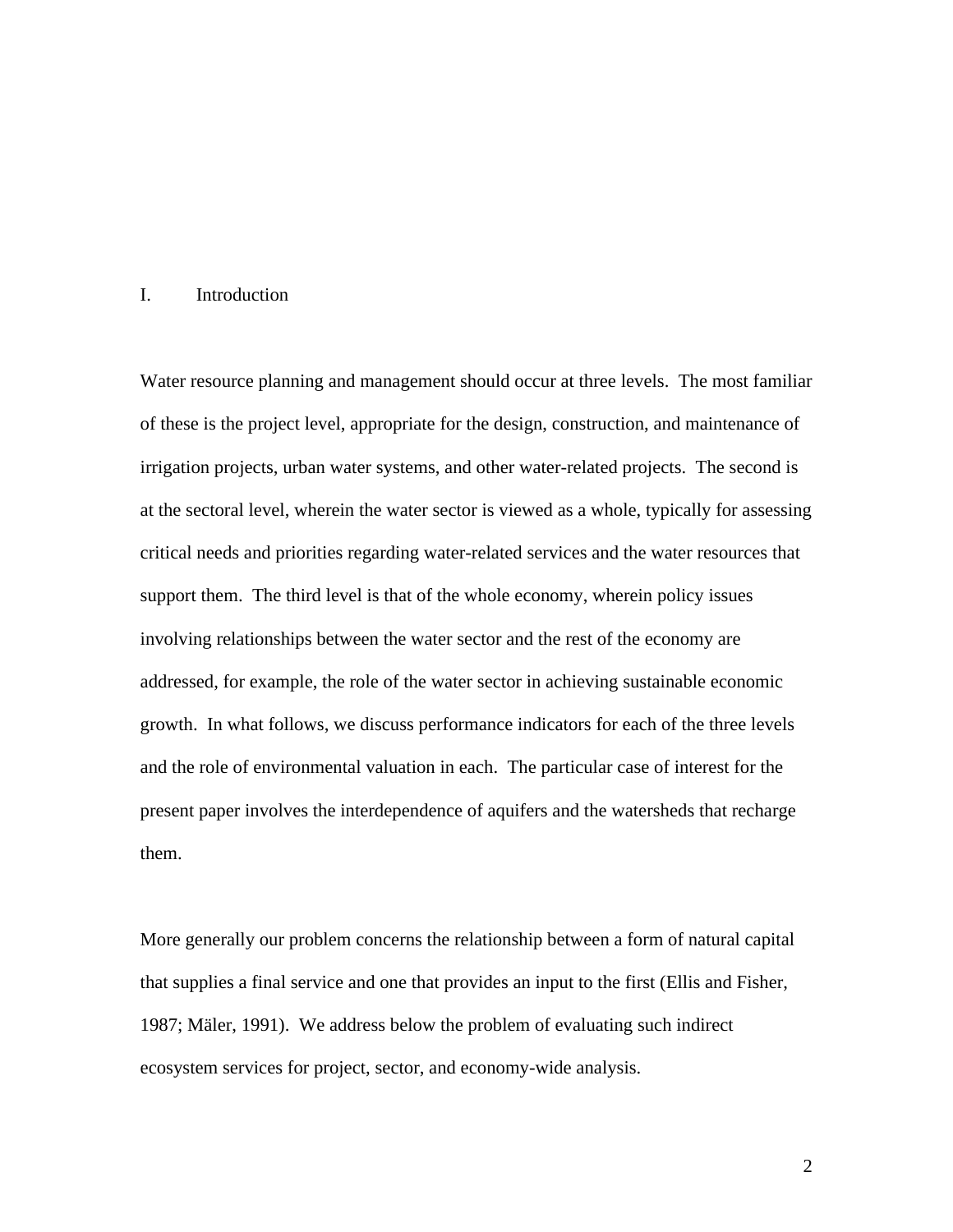## I. Introduction

Water resource planning and management should occur at three levels. The most familiar of these is the project level, appropriate for the design, construction, and maintenance of irrigation projects, urban water systems, and other water-related projects. The second is at the sectoral level, wherein the water sector is viewed as a whole, typically for assessing critical needs and priorities regarding water-related services and the water resources that support them. The third level is that of the whole economy, wherein policy issues involving relationships between the water sector and the rest of the economy are addressed, for example, the role of the water sector in achieving sustainable economic growth. In what follows, we discuss performance indicators for each of the three levels and the role of environmental valuation in each. The particular case of interest for the present paper involves the interdependence of aquifers and the watersheds that recharge them.

More generally our problem concerns the relationship between a form of natural capital that supplies a final service and one that provides an input to the first (Ellis and Fisher, 1987; Mäler, 1991). We address below the problem of evaluating such indirect ecosystem services for project, sector, and economy-wide analysis.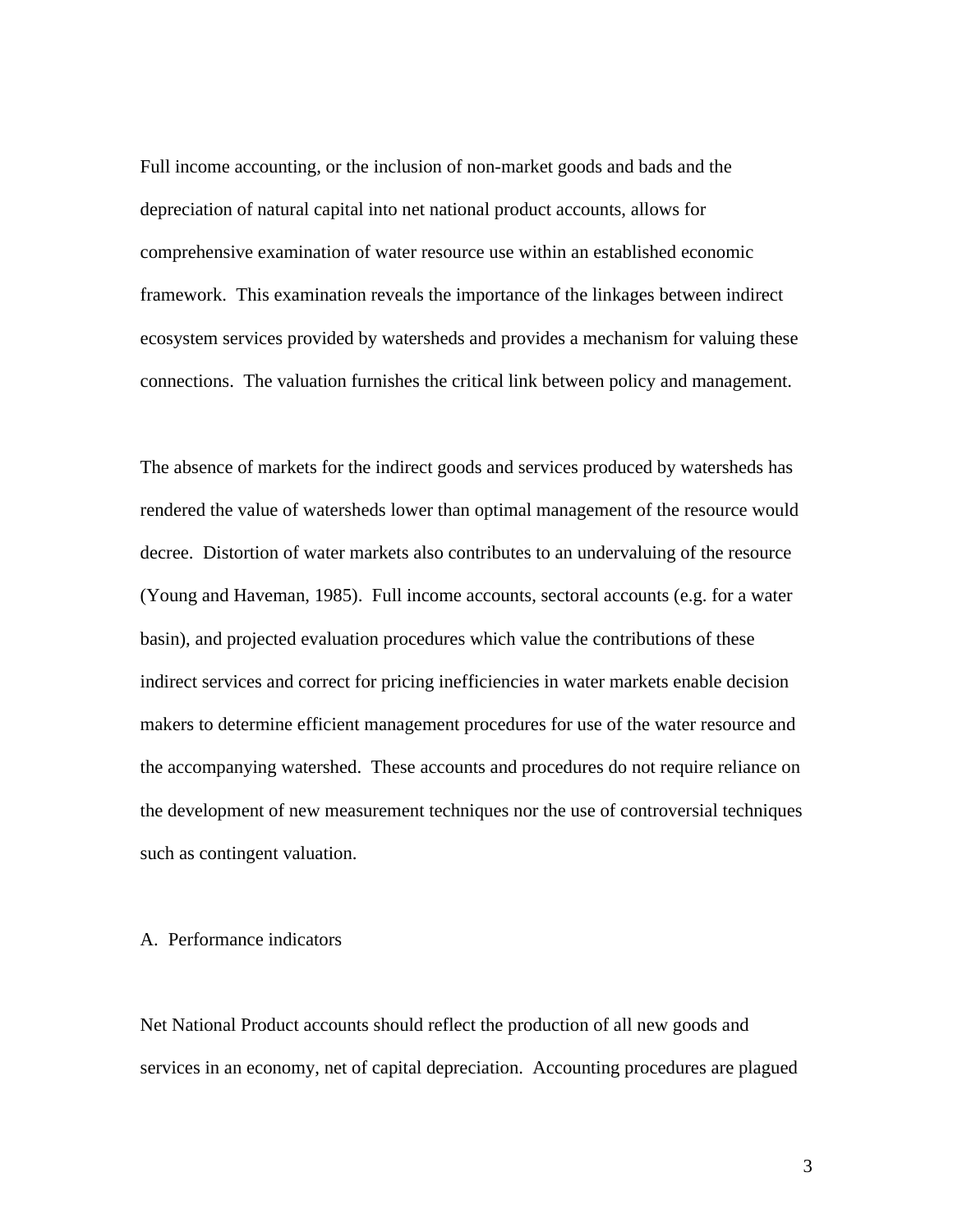Full income accounting, or the inclusion of non-market goods and bads and the depreciation of natural capital into net national product accounts, allows for comprehensive examination of water resource use within an established economic framework. This examination reveals the importance of the linkages between indirect ecosystem services provided by watersheds and provides a mechanism for valuing these connections. The valuation furnishes the critical link between policy and management.

The absence of markets for the indirect goods and services produced by watersheds has rendered the value of watersheds lower than optimal management of the resource would decree. Distortion of water markets also contributes to an undervaluing of the resource (Young and Haveman, 1985). Full income accounts, sectoral accounts (e.g. for a water basin), and projected evaluation procedures which value the contributions of these indirect services and correct for pricing inefficiencies in water markets enable decision makers to determine efficient management procedures for use of the water resource and the accompanying watershed. These accounts and procedures do not require reliance on the development of new measurement techniques nor the use of controversial techniques such as contingent valuation.

## A. Performance indicators

Net National Product accounts should reflect the production of all new goods and services in an economy, net of capital depreciation. Accounting procedures are plagued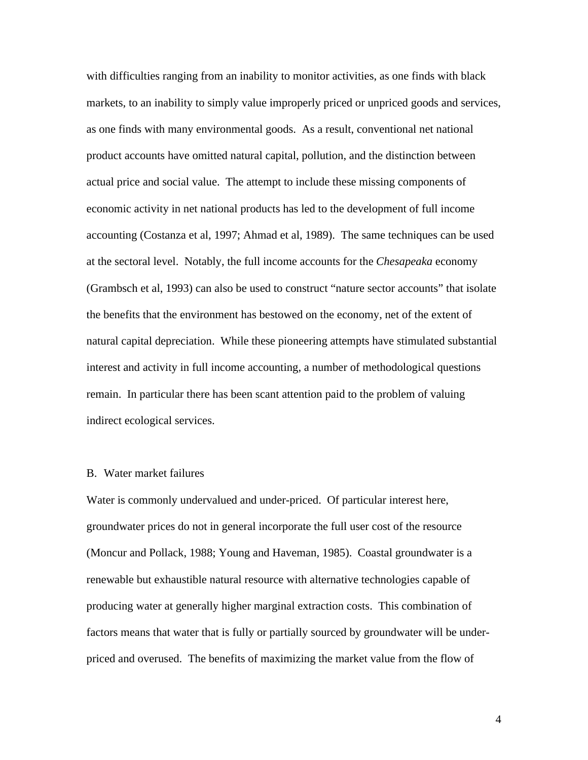with difficulties ranging from an inability to monitor activities, as one finds with black markets, to an inability to simply value improperly priced or unpriced goods and services, as one finds with many environmental goods. As a result, conventional net national product accounts have omitted natural capital, pollution, and the distinction between actual price and social value. The attempt to include these missing components of economic activity in net national products has led to the development of full income accounting (Costanza et al, 1997; Ahmad et al, 1989). The same techniques can be used at the sectoral level. Notably, the full income accounts for the *Chesapeaka* economy (Grambsch et al, 1993) can also be used to construct "nature sector accounts" that isolate the benefits that the environment has bestowed on the economy, net of the extent of natural capital depreciation. While these pioneering attempts have stimulated substantial interest and activity in full income accounting, a number of methodological questions remain. In particular there has been scant attention paid to the problem of valuing indirect ecological services.

B. Water market failures

Water is commonly undervalued and under-priced. Of particular interest here, groundwater prices do not in general incorporate the full user cost of the resource (Moncur and Pollack, 1988; Young and Haveman, 1985). Coastal groundwater is a renewable but exhaustible natural resource with alternative technologies capable of producing water at generally higher marginal extraction costs. This combination of factors means that water that is fully or partially sourced by groundwater will be under-priced and overused. The benefits of maximizing the market value from the flow of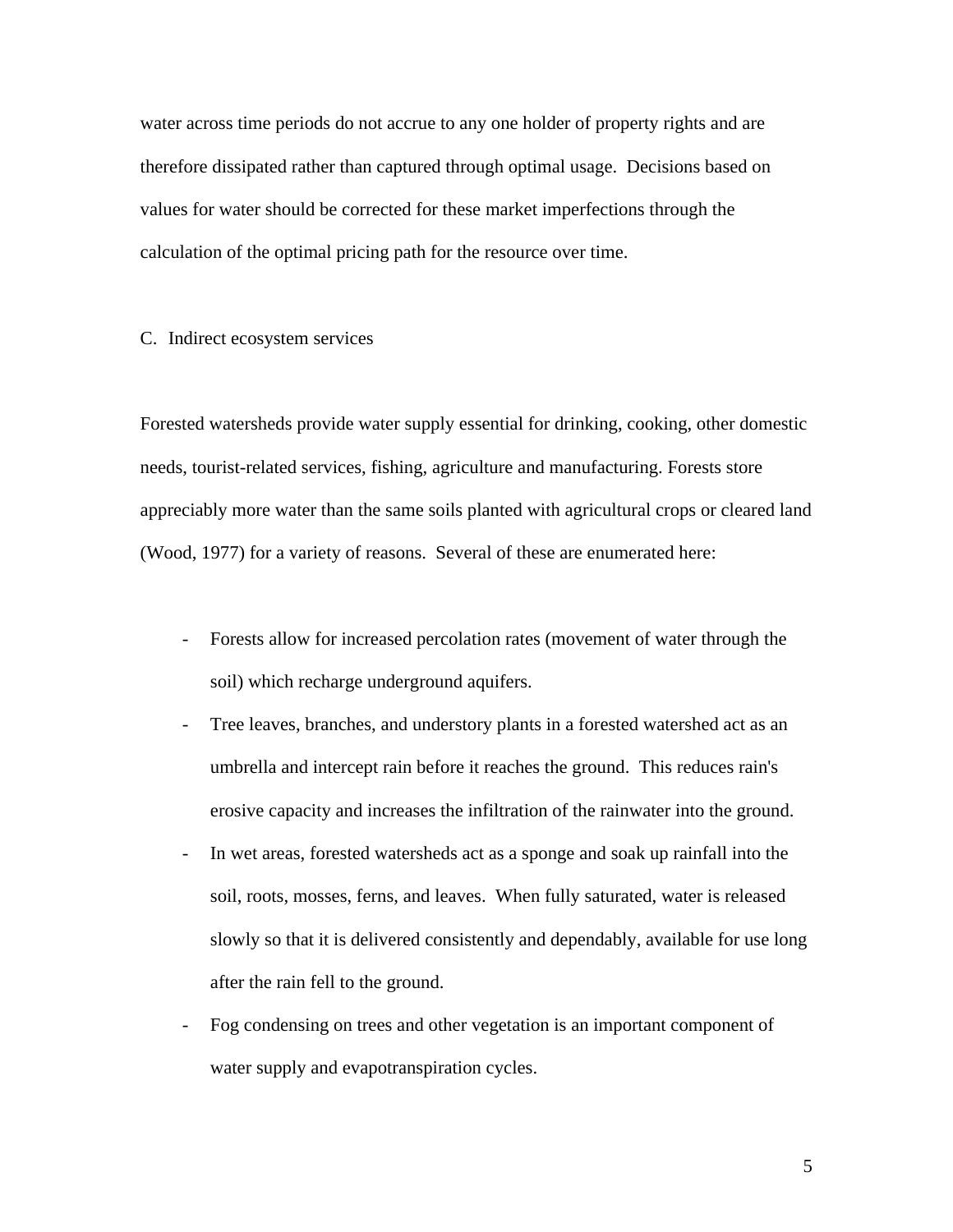water across time periods do not accrue to any one holder of property rights and are therefore dissipated rather than captured through optimal usage. Decisions based on values for water should be corrected for these market imperfections through the calculation of the optimal pricing path for the resource over time.

### C. Indirect ecosystem services

Forested watersheds provide water supply essential for drinking, cooking, other domestic needs, tourist-related services, fishing, agriculture and manufacturing. Forests store appreciably more water than the same soils planted with agricultural crops or cleared land (Wood, 1977) for a variety of reasons. Several of these are enumerated here:

- Forests allow for increased percolation rates (movement of water through the soil) which recharge underground aquifers.
- Tree leaves, branches, and understory plants in a forested watershed act as an umbrella and intercept rain before it reaches the ground. This reduces rain's erosive capacity and increases the infiltration of the rainwater into the ground.
- In wet areas, forested watersheds act as a sponge and soak up rainfall into the soil, roots, mosses, ferns, and leaves. When fully saturated, water is released slowly so that it is delivered consistently and dependably, available for use long after the rain fell to the ground.
- Fog condensing on trees and other vegetation is an important component of water supply and evapotranspiration cycles.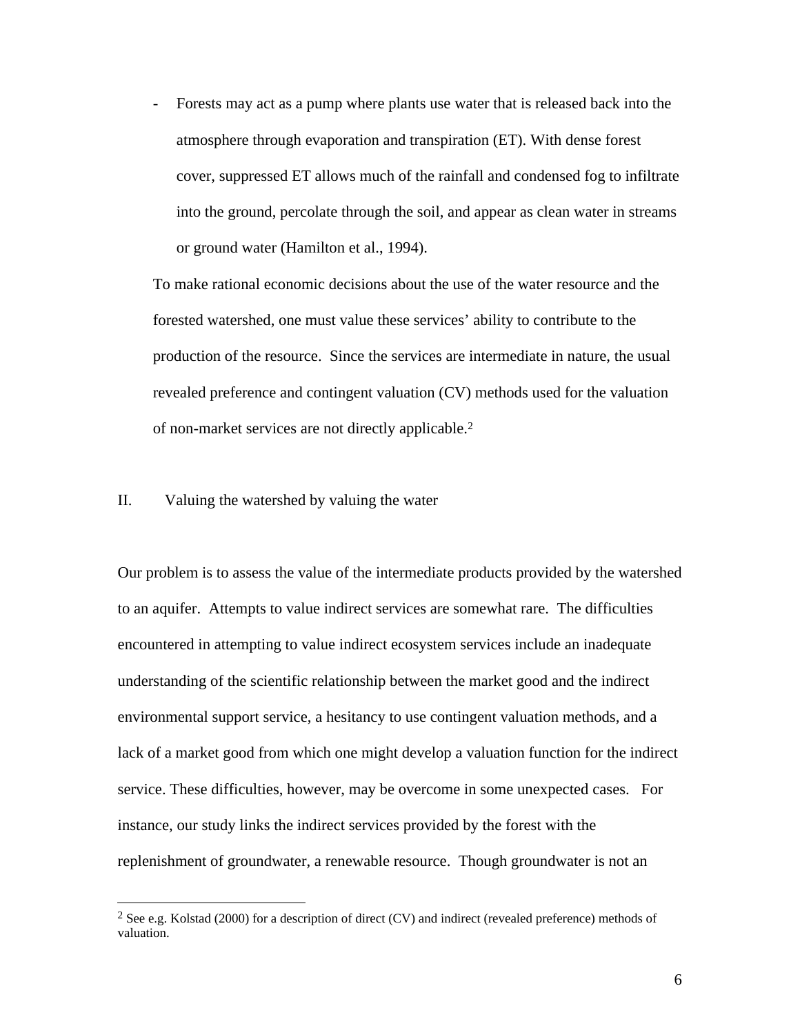- Forests may act as a pump where plants use water that is released back into the atmosphere through evaporation and transpiration (ET). With dense forest cover, suppressed ET allows much of the rainfall and condensed fog to infiltrate into the ground, percolate through the soil, and appear as clean water in streams or ground water (Hamilton et al., 1994).

To make rational economic decisions about the use of the water resource and the forested watershed, one must value these services' ability to contribute to the production of the resource. Since the services are intermediate in nature, the usual revealed preference and contingent valuation (CV) methods used for the valuation of non-market services are not directly applicable.[2]

## II. Valuing the watershed by valuing the water

Our problem is to assess the value of the intermediate products provided by the watershed to an aquifer. Attempts to value indirect services are somewhat rare. The difficulties encountered in attempting to value indirect ecosystem services include an inadequate understanding of the scientific relationship between the market good and the indirect environmental support service, a hesitancy to use contingent valuation methods, and a lack of a market good from which one might develop a valuation function for the indirect service. These difficulties, however, may be overcome in some unexpected cases. For instance, our study links the indirect services provided by the forest with the replenishment of groundwater, a renewable resource. Though groundwater is not an

[2] See e.g. Kolstad (2000) for a description of direct (CV) and indirect (revealed preference) methods of valuation.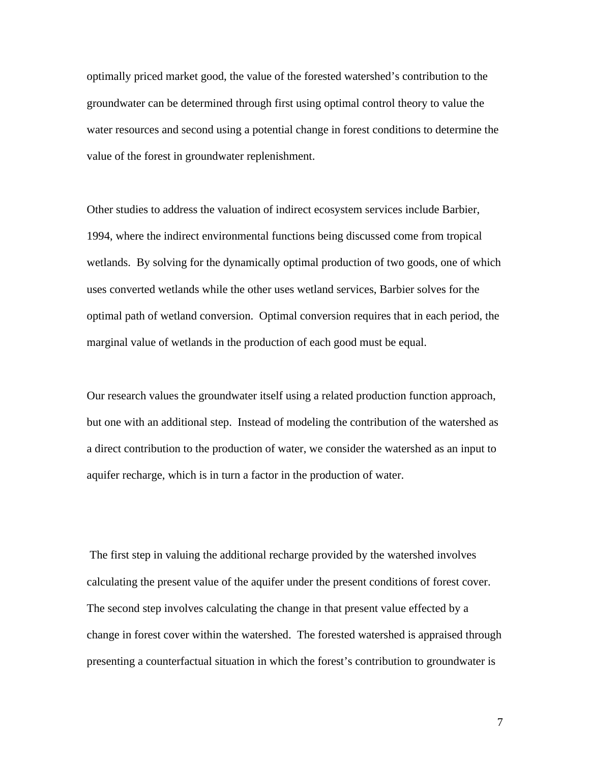optimally priced market good, the value of the forested watershed's contribution to the groundwater can be determined through first using optimal control theory to value the water resources and second using a potential change in forest conditions to determine the value of the forest in groundwater replenishment.

Other studies to address the valuation of indirect ecosystem services include Barbier, 1994, where the indirect environmental functions being discussed come from tropical wetlands. By solving for the dynamically optimal production of two goods, one of which uses converted wetlands while the other uses wetland services, Barbier solves for the optimal path of wetland conversion. Optimal conversion requires that in each period, the marginal value of wetlands in the production of each good must be equal.

Our research values the groundwater itself using a related production function approach, but one with an additional step. Instead of modeling the contribution of the watershed as a direct contribution to the production of water, we consider the watershed as an input to aquifer recharge, which is in turn a factor in the production of water.

The first step in valuing the additional recharge provided by the watershed involves calculating the present value of the aquifer under the present conditions of forest cover. The second step involves calculating the change in that present value effected by a change in forest cover within the watershed. The forested watershed is appraised through presenting a counterfactual situation in which the forest's contribution to groundwater is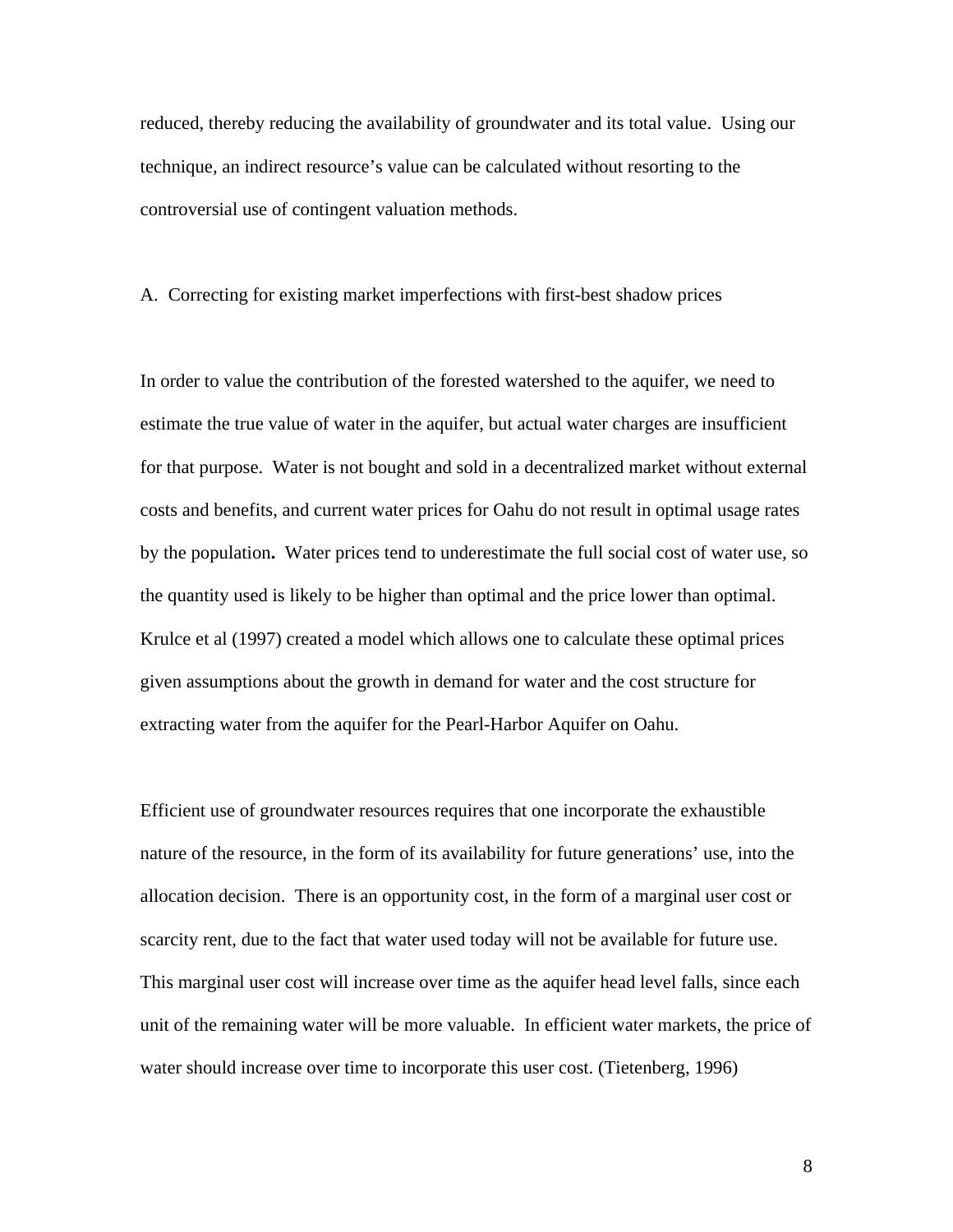reduced, thereby reducing the availability of groundwater and its total value. Using our technique, an indirect resource's value can be calculated without resorting to the controversial use of contingent valuation methods.

A. Correcting for existing market imperfections with first-best shadow prices

In order to value the contribution of the forested watershed to the aquifer, we need to estimate the true value of water in the aquifer, but actual water charges are insufficient for that purpose. Water is not bought and sold in a decentralized market without external costs and benefits, and current water prices for Oahu do not result in optimal usage rates by the population**.** Water prices tend to underestimate the full social cost of water use, so the quantity used is likely to be higher than optimal and the price lower than optimal. Krulce et al (1997) created a model which allows one to calculate these optimal prices given assumptions about the growth in demand for water and the cost structure for extracting water from the aquifer for the Pearl-Harbor Aquifer on Oahu.

Efficient use of groundwater resources requires that one incorporate the exhaustible nature of the resource, in the form of its availability for future generations' use, into the allocation decision. There is an opportunity cost, in the form of a marginal user cost or scarcity rent, due to the fact that water used today will not be available for future use. This marginal user cost will increase over time as the aquifer head level falls, since each unit of the remaining water will be more valuable. In efficient water markets, the price of water should increase over time to incorporate this user cost. (Tietenberg, 1996)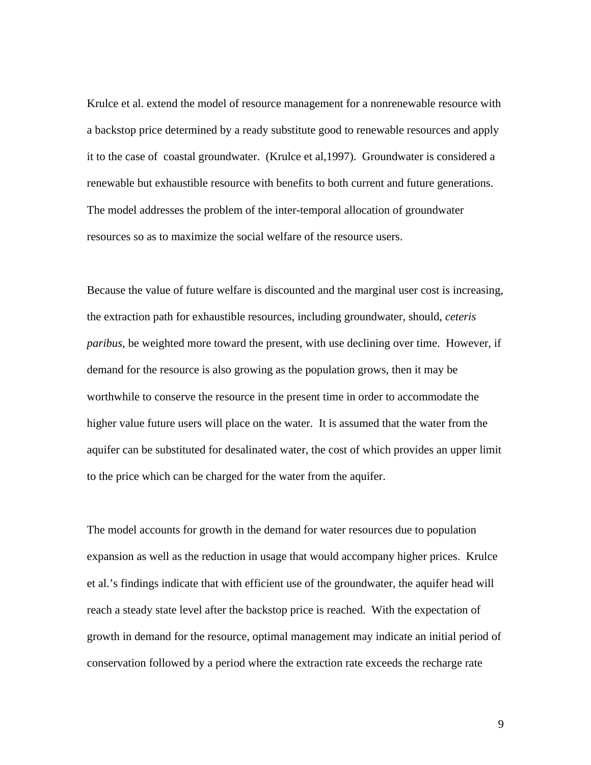Krulce et al. extend the model of resource management for a nonrenewable resource with a backstop price determined by a ready substitute good to renewable resources and apply it to the case of coastal groundwater. (Krulce et al,1997). Groundwater is considered a renewable but exhaustible resource with benefits to both current and future generations. The model addresses the problem of the inter-temporal allocation of groundwater resources so as to maximize the social welfare of the resource users.

Because the value of future welfare is discounted and the marginal user cost is increasing, the extraction path for exhaustible resources, including groundwater, should, *ceteris paribus*, be weighted more toward the present, with use declining over time. However, if demand for the resource is also growing as the population grows, then it may be worthwhile to conserve the resource in the present time in order to accommodate the higher value future users will place on the water. It is assumed that the water from the aquifer can be substituted for desalinated water, the cost of which provides an upper limit to the price which can be charged for the water from the aquifer.

The model accounts for growth in the demand for water resources due to population expansion as well as the reduction in usage that would accompany higher prices. Krulce et al.'s findings indicate that with efficient use of the groundwater, the aquifer head will reach a steady state level after the backstop price is reached. With the expectation of growth in demand for the resource, optimal management may indicate an initial period of conservation followed by a period where the extraction rate exceeds the recharge rate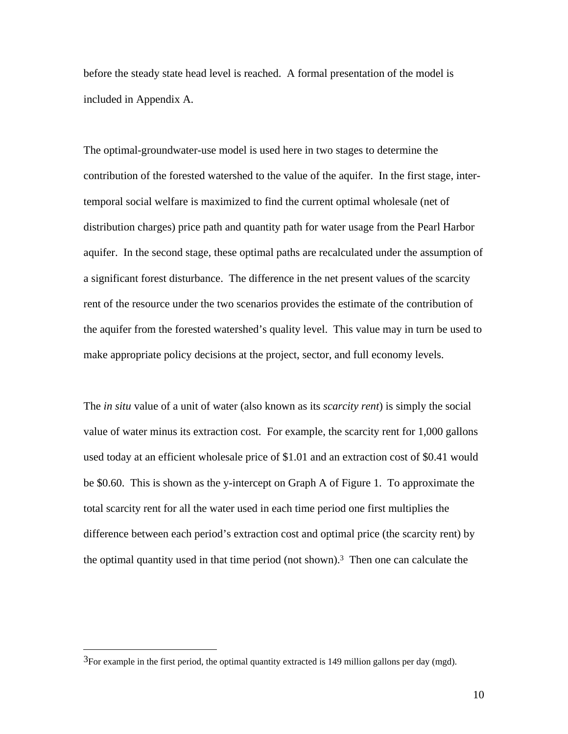before the steady state head level is reached. A formal presentation of the model is included in Appendix A.

The optimal-groundwater-use model is used here in two stages to determine the contribution of the forested watershed to the value of the aquifer. In the first stage, inter-temporal social welfare is maximized to find the current optimal wholesale (net of distribution charges) price path and quantity path for water usage from the Pearl Harbor aquifer. In the second stage, these optimal paths are recalculated under the assumption of a significant forest disturbance. The difference in the net present values of the scarcity rent of the resource under the two scenarios provides the estimate of the contribution of the aquifer from the forested watershed's quality level. This value may in turn be used to make appropriate policy decisions at the project, sector, and full economy levels.

The *in situ* value of a unit of water (also known as its *scarcity rent*) is simply the social value of water minus its extraction cost. For example, the scarcity rent for 1,000 gallons used today at an efficient wholesale price of $1.01 and an extraction cost of $0.41 would be $0.60. This is shown as the y-intercept on Graph A of Figure 1. To approximate the total scarcity rent for all the water used in each time period one first multiplies the difference between each period's extraction cost and optimal price (the scarcity rent) by the optimal quantity used in that time period (not shown).[3] Then one can calculate the

[3] For example in the first period, the optimal quantity extracted is 149 million gallons per day (mgd).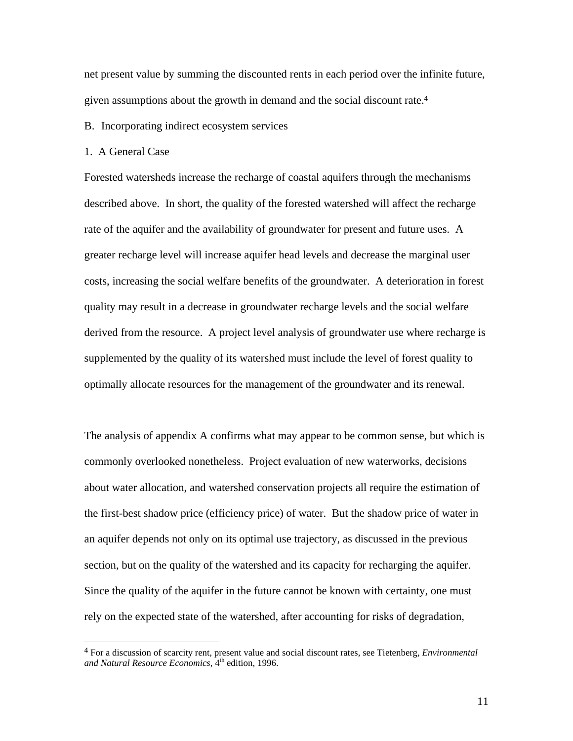net present value by summing the discounted rents in each period over the infinite future, given assumptions about the growth in demand and the social discount rate.[4]

## B. Incorporating indirect ecosystem services

### 1. A General Case

Forested watersheds increase the recharge of coastal aquifers through the mechanisms described above. In short, the quality of the forested watershed will affect the recharge rate of the aquifer and the availability of groundwater for present and future uses. A greater recharge level will increase aquifer head levels and decrease the marginal user costs, increasing the social welfare benefits of the groundwater. A deterioration in forest quality may result in a decrease in groundwater recharge levels and the social welfare derived from the resource. A project level analysis of groundwater use where recharge is supplemented by the quality of its watershed must include the level of forest quality to optimally allocate resources for the management of the groundwater and its renewal.

The analysis of appendix A confirms what may appear to be common sense, but which is commonly overlooked nonetheless. Project evaluation of new waterworks, decisions about water allocation, and watershed conservation projects all require the estimation of the first-best shadow price (efficiency price) of water. But the shadow price of water in an aquifer depends not only on its optimal use trajectory, as discussed in the previous section, but on the quality of the watershed and its capacity for recharging the aquifer. Since the quality of the aquifer in the future cannot be known with certainty, one must rely on the expected state of the watershed, after accounting for risks of degradation,

---

[4] For a discussion of scarcity rent, present value and social discount rates, see Tietenberg, *Environmental and Natural Resource Economics*, 4th edition, 1996.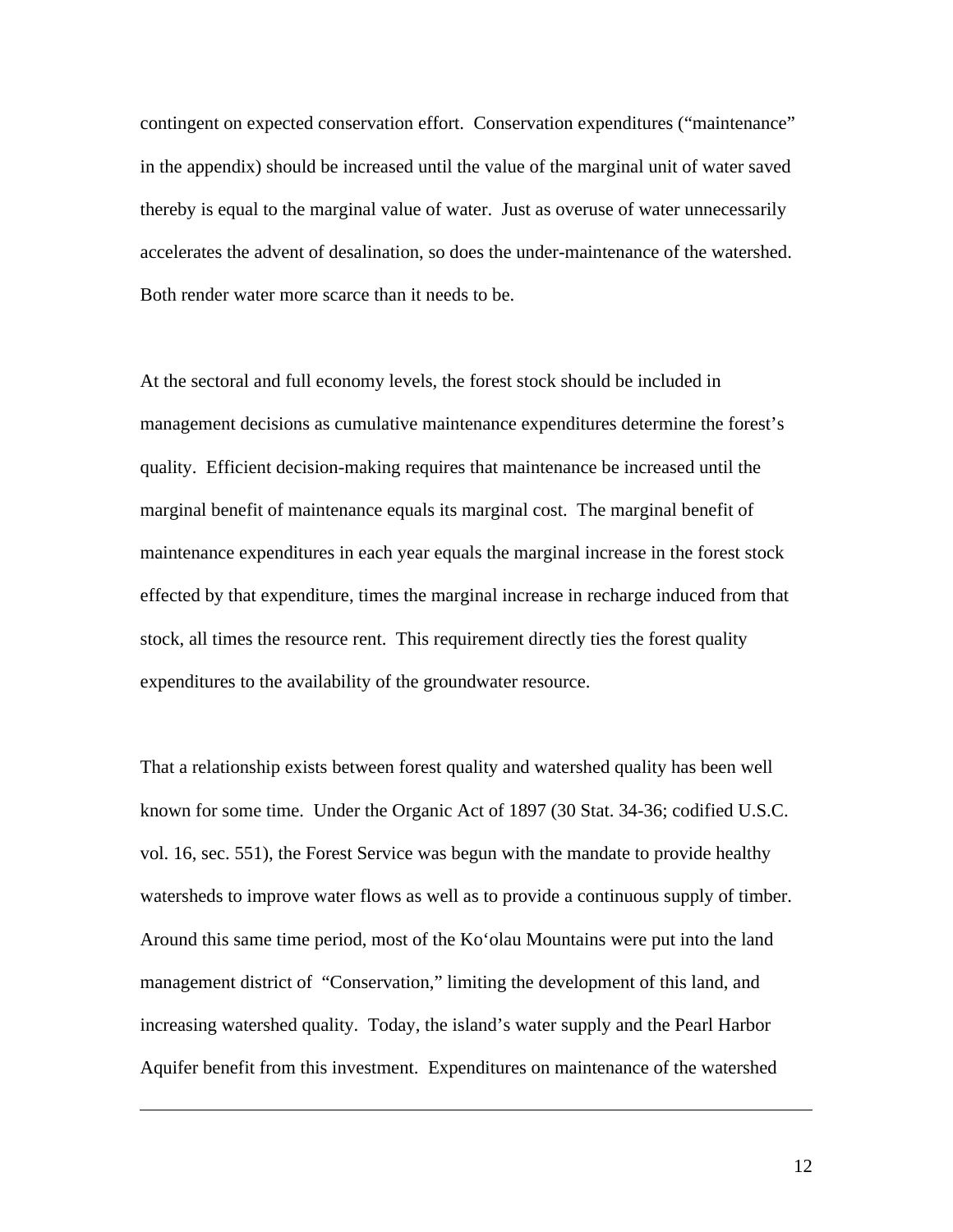contingent on expected conservation effort. Conservation expenditures ("maintenance" in the appendix) should be increased until the value of the marginal unit of water saved thereby is equal to the marginal value of water. Just as overuse of water unnecessarily accelerates the advent of desalination, so does the under-maintenance of the watershed. Both render water more scarce than it needs to be.

At the sectoral and full economy levels, the forest stock should be included in management decisions as cumulative maintenance expenditures determine the forest's quality. Efficient decision-making requires that maintenance be increased until the marginal benefit of maintenance equals its marginal cost. The marginal benefit of maintenance expenditures in each year equals the marginal increase in the forest stock effected by that expenditure, times the marginal increase in recharge induced from that stock, all times the resource rent. This requirement directly ties the forest quality expenditures to the availability of the groundwater resource.

That a relationship exists between forest quality and watershed quality has been well known for some time. Under the Organic Act of 1897 (30 Stat. 34-36; codified U.S.C. vol. 16, sec. 551), the Forest Service was begun with the mandate to provide healthy watersheds to improve water flows as well as to provide a continuous supply of timber. Around this same time period, most of the Ko‘olau Mountains were put into the land management district of "Conservation," limiting the development of this land, and increasing watershed quality. Today, the island's water supply and the Pearl Harbor Aquifer benefit from this investment. Expenditures on maintenance of the watershed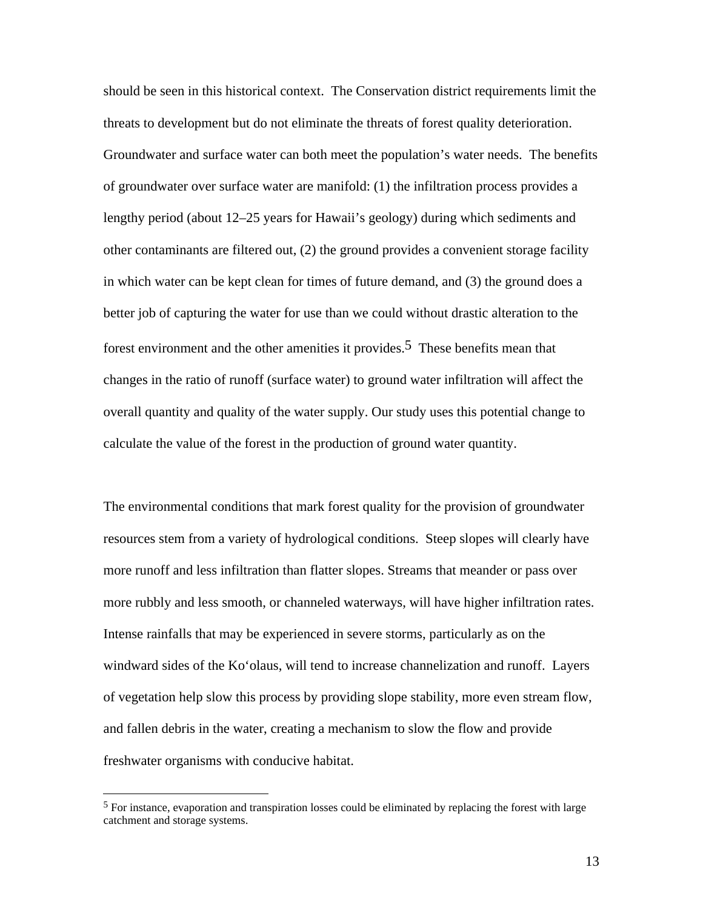should be seen in this historical context. The Conservation district requirements limit the threats to development but do not eliminate the threats of forest quality deterioration. Groundwater and surface water can both meet the population's water needs. The benefits of groundwater over surface water are manifold: (1) the infiltration process provides a lengthy period (about 12–25 years for Hawaii's geology) during which sediments and other contaminants are filtered out, (2) the ground provides a convenient storage facility in which water can be kept clean for times of future demand, and (3) the ground does a better job of capturing the water for use than we could without drastic alteration to the forest environment and the other amenities it provides.[5] These benefits mean that changes in the ratio of runoff (surface water) to ground water infiltration will affect the overall quantity and quality of the water supply. Our study uses this potential change to calculate the value of the forest in the production of ground water quantity.

The environmental conditions that mark forest quality for the provision of groundwater resources stem from a variety of hydrological conditions. Steep slopes will clearly have more runoff and less infiltration than flatter slopes. Streams that meander or pass over more rubbly and less smooth, or channeled waterways, will have higher infiltration rates. Intense rainfalls that may be experienced in severe storms, particularly as on the windward sides of the Koʻolaus, will tend to increase channelization and runoff. Layers of vegetation help slow this process by providing slope stability, more even stream flow, and fallen debris in the water, creating a mechanism to slow the flow and provide freshwater organisms with conducive habitat.

---

[5] For instance, evaporation and transpiration losses could be eliminated by replacing the forest with large catchment and storage systems.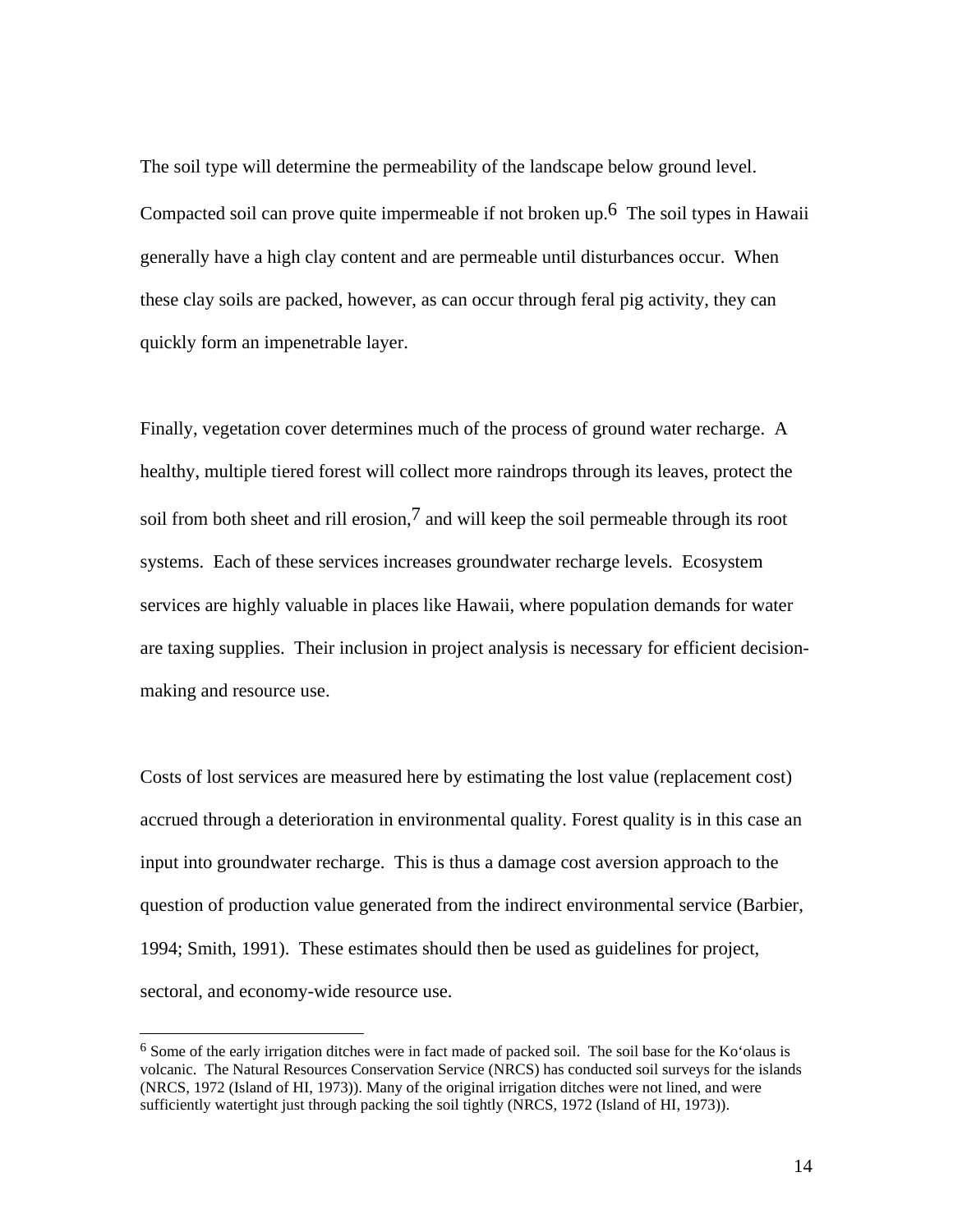The soil type will determine the permeability of the landscape below ground level. Compacted soil can prove quite impermeable if not broken up.[6] The soil types in Hawaii generally have a high clay content and are permeable until disturbances occur. When these clay soils are packed, however, as can occur through feral pig activity, they can quickly form an impenetrable layer.

Finally, vegetation cover determines much of the process of ground water recharge. A healthy, multiple tiered forest will collect more raindrops through its leaves, protect the soil from both sheet and rill erosion,[7] and will keep the soil permeable through its root systems. Each of these services increases groundwater recharge levels. Ecosystem services are highly valuable in places like Hawaii, where population demands for water are taxing supplies. Their inclusion in project analysis is necessary for efficient decision-making and resource use.

Costs of lost services are measured here by estimating the lost value (replacement cost) accrued through a deterioration in environmental quality. Forest quality is in this case an input into groundwater recharge. This is thus a damage cost aversion approach to the question of production value generated from the indirect environmental service (Barbier, 1994; Smith, 1991). These estimates should then be used as guidelines for project, sectoral, and economy-wide resource use.

---

[6] Some of the early irrigation ditches were in fact made of packed soil. The soil base for the Ko‘olaus is volcanic. The Natural Resources Conservation Service (NRCS) has conducted soil surveys for the islands (NRCS, 1972 (Island of HI, 1973)). Many of the original irrigation ditches were not lined, and were sufficiently watertight just through packing the soil tightly (NRCS, 1972 (Island of HI, 1973)).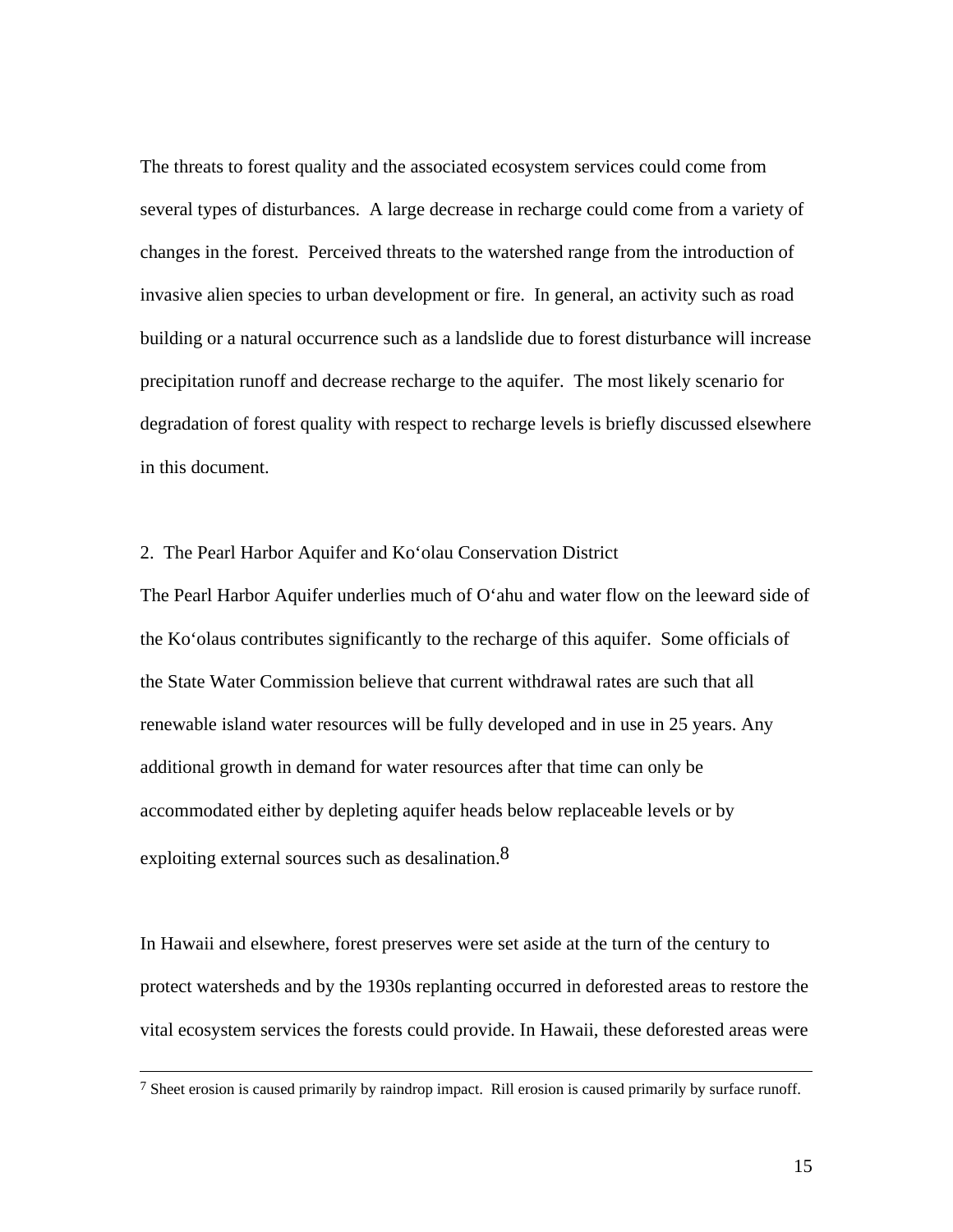The threats to forest quality and the associated ecosystem services could come from several types of disturbances. A large decrease in recharge could come from a variety of changes in the forest. Perceived threats to the watershed range from the introduction of invasive alien species to urban development or fire. In general, an activity such as road building or a natural occurrence such as a landslide due to forest disturbance will increase precipitation runoff and decrease recharge to the aquifer. The most likely scenario for degradation of forest quality with respect to recharge levels is briefly discussed elsewhere in this document.

## 2. The Pearl Harbor Aquifer and Ko‘olau Conservation District

The Pearl Harbor Aquifer underlies much of O‘ahu and water flow on the leeward side of the Ko‘olaus contributes significantly to the recharge of this aquifer. Some officials of the State Water Commission believe that current withdrawal rates are such that all renewable island water resources will be fully developed and in use in 25 years. Any additional growth in demand for water resources after that time can only be accommodated either by depleting aquifer heads below replaceable levels or by exploiting external sources such as desalination.[8]

In Hawaii and elsewhere, forest preserves were set aside at the turn of the century to protect watersheds and by the 1930s replanting occurred in deforested areas to restore the vital ecosystem services the forests could provide. In Hawaii, these deforested areas were

---

[7] Sheet erosion is caused primarily by raindrop impact. Rill erosion is caused primarily by surface runoff.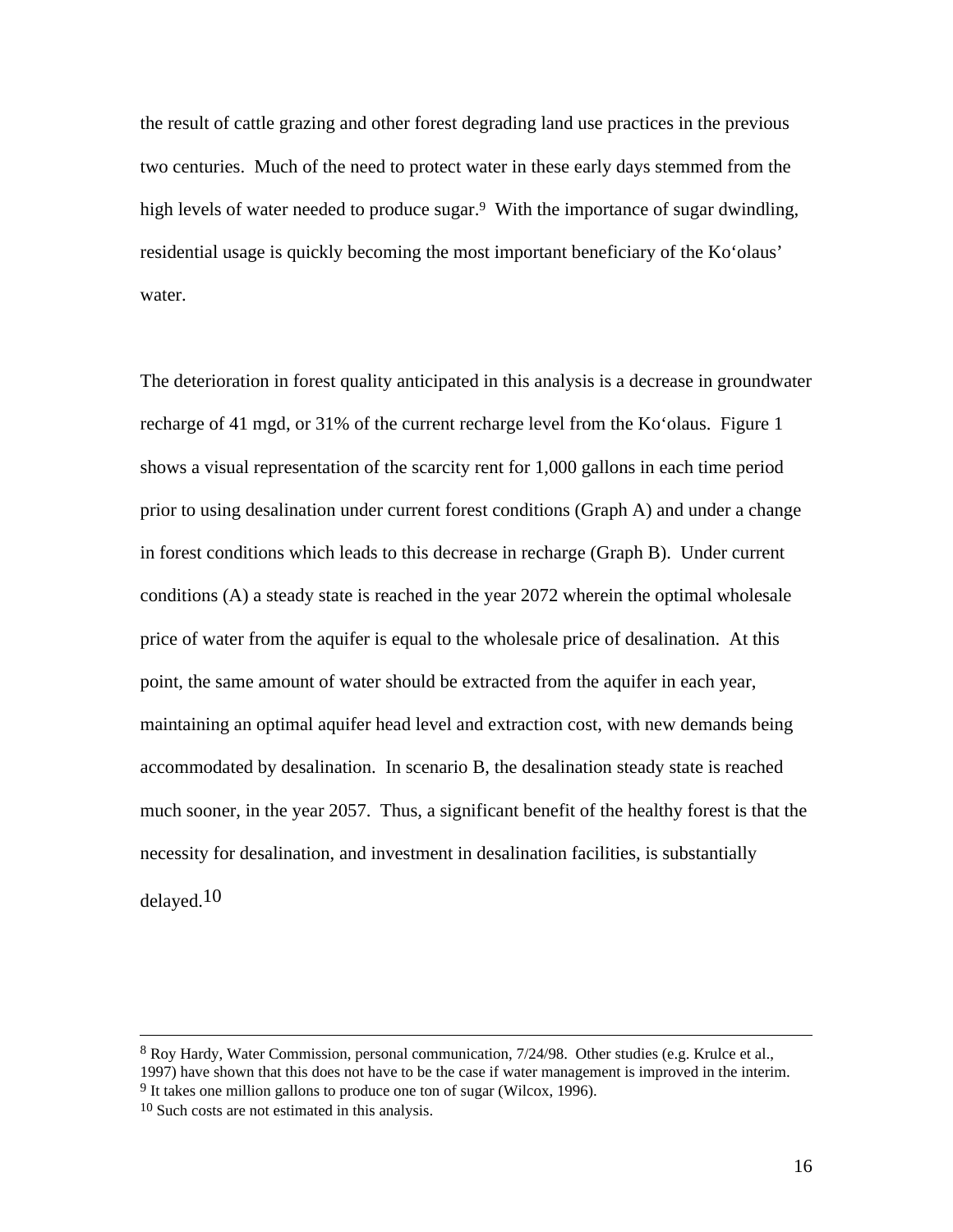the result of cattle grazing and other forest degrading land use practices in the previous two centuries. Much of the need to protect water in these early days stemmed from the high levels of water needed to produce sugar.[9] With the importance of sugar dwindling, residential usage is quickly becoming the most important beneficiary of the Ko‘olaus' water.

The deterioration in forest quality anticipated in this analysis is a decrease in groundwater recharge of 41 mgd, or 31% of the current recharge level from the Ko‘olaus. Figure 1 shows a visual representation of the scarcity rent for 1,000 gallons in each time period prior to using desalination under current forest conditions (Graph A) and under a change in forest conditions which leads to this decrease in recharge (Graph B). Under current conditions (A) a steady state is reached in the year 2072 wherein the optimal wholesale price of water from the aquifer is equal to the wholesale price of desalination. At this point, the same amount of water should be extracted from the aquifer in each year, maintaining an optimal aquifer head level and extraction cost, with new demands being accommodated by desalination. In scenario B, the desalination steady state is reached much sooner, in the year 2057. Thus, a significant benefit of the healthy forest is that the necessity for desalination, and investment in desalination facilities, is substantially delayed.[10]

---

[8] Roy Hardy, Water Commission, personal communication, 7/24/98. Other studies (e.g. Krulce et al., 1997) have shown that this does not have to be the case if water management is improved in the interim.

[9] It takes one million gallons to produce one ton of sugar (Wilcox, 1996).

[10] Such costs are not estimated in this analysis.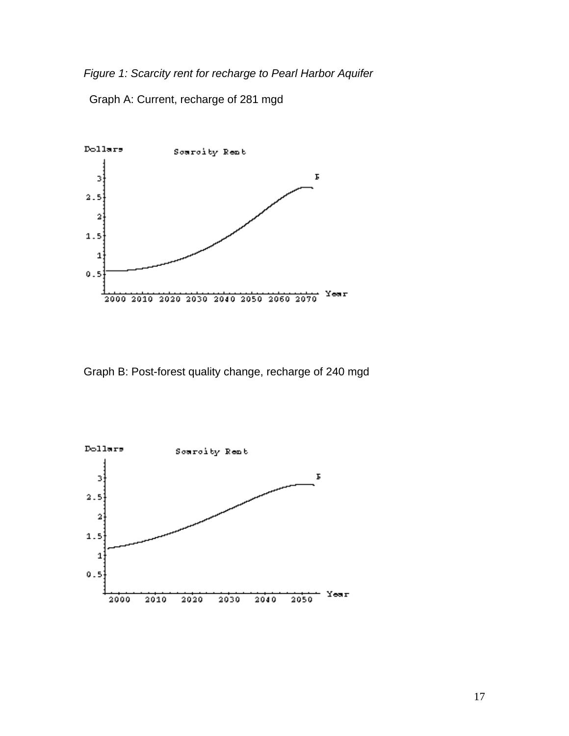*Figure 1: Scarcity rent for recharge to Pearl Harbor Aquifer*

Graph A: Current, recharge of 281 mgd

Graph B: Post-forest quality change, recharge of 240 mgd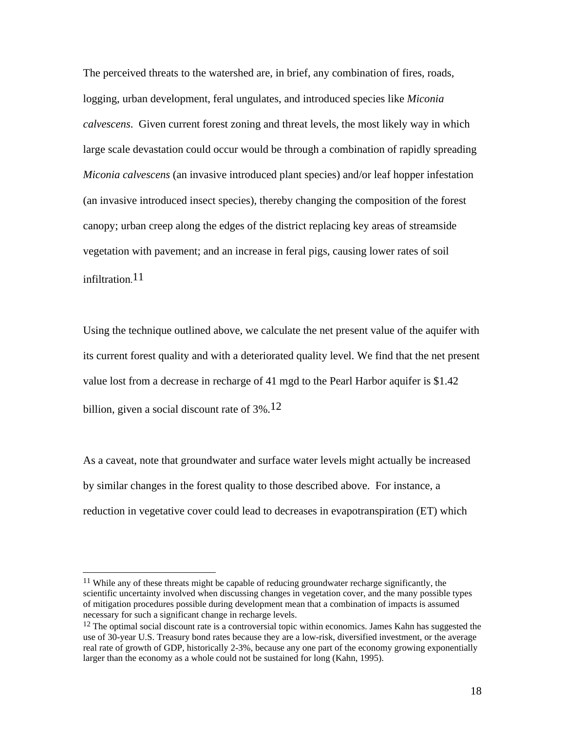The perceived threats to the watershed are, in brief, any combination of fires, roads, logging, urban development, feral ungulates, and introduced species like *Miconia calvescens*. Given current forest zoning and threat levels, the most likely way in which large scale devastation could occur would be through a combination of rapidly spreading *Miconia calvescens* (an invasive introduced plant species) and/or leaf hopper infestation (an invasive introduced insect species), thereby changing the composition of the forest canopy; urban creep along the edges of the district replacing key areas of streamside vegetation with pavement; and an increase in feral pigs, causing lower rates of soil infiltration.[11]

Using the technique outlined above, we calculate the net present value of the aquifer with its current forest quality and with a deteriorated quality level. We find that the net present value lost from a decrease in recharge of 41 mgd to the Pearl Harbor aquifer is $1.42 billion, given a social discount rate of 3%.[12]

As a caveat, note that groundwater and surface water levels might actually be increased by similar changes in the forest quality to those described above. For instance, a reduction in vegetative cover could lead to decreases in evapotranspiration (ET) which

---

[11] While any of these threats might be capable of reducing groundwater recharge significantly, the scientific uncertainty involved when discussing changes in vegetation cover, and the many possible types of mitigation procedures possible during development mean that a combination of impacts is assumed necessary for such a significant change in recharge levels.

[12] The optimal social discount rate is a controversial topic within economics. James Kahn has suggested the use of 30-year U.S. Treasury bond rates because they are a low-risk, diversified investment, or the average real rate of growth of GDP, historically 2-3%, because any one part of the economy growing exponentially larger than the economy as a whole could not be sustained for long (Kahn, 1995).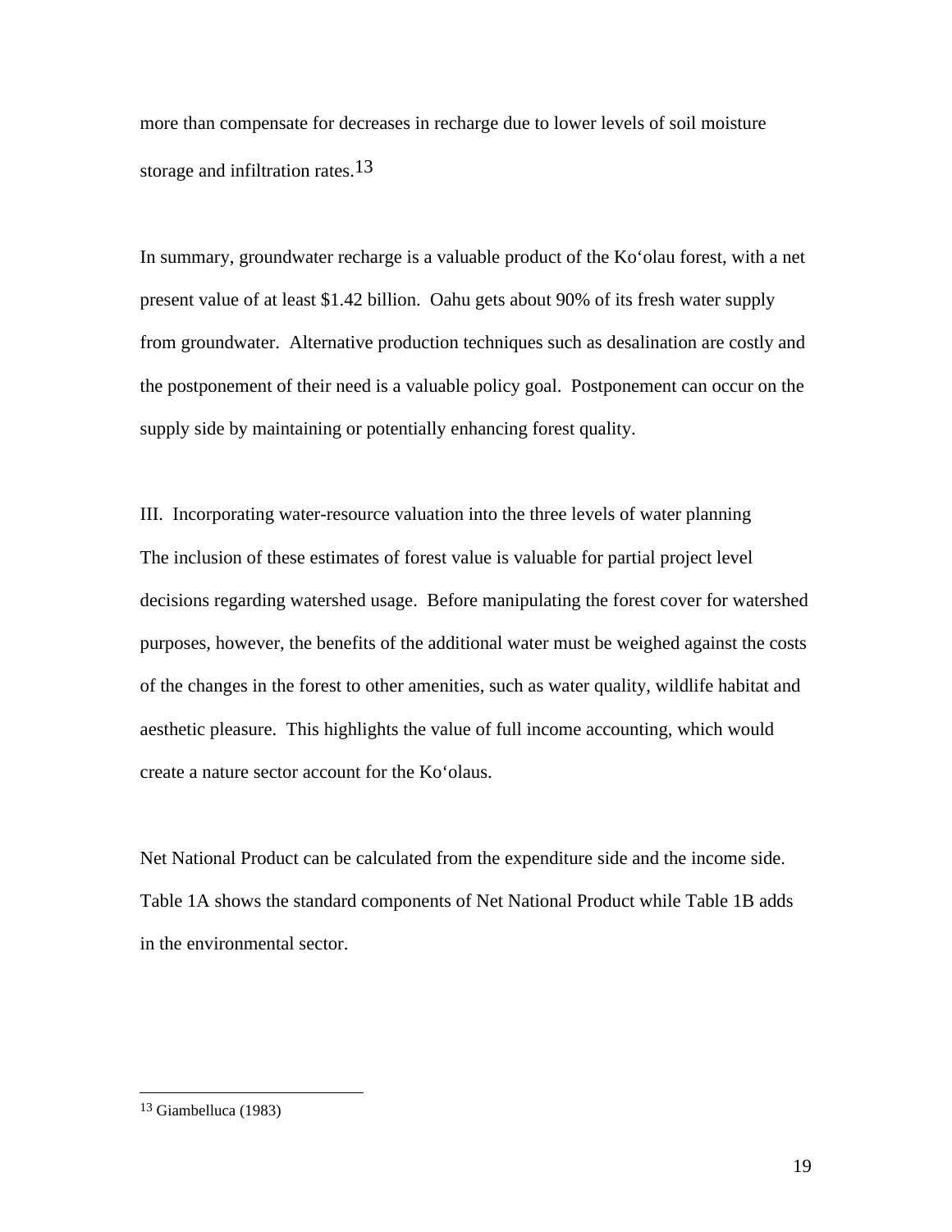more than compensate for decreases in recharge due to lower levels of soil moisture storage and infiltration rates.[13]

In summary, groundwater recharge is a valuable product of the Koʻolau forest, with a net present value of at least $1.42 billion. Oahu gets about 90% of its fresh water supply from groundwater. Alternative production techniques such as desalination are costly and the postponement of their need is a valuable policy goal. Postponement can occur on the supply side by maintaining or potentially enhancing forest quality.

## III. Incorporating water-resource valuation into the three levels of water planning

The inclusion of these estimates of forest value is valuable for partial project level decisions regarding watershed usage. Before manipulating the forest cover for watershed purposes, however, the benefits of the additional water must be weighed against the costs of the changes in the forest to other amenities, such as water quality, wildlife habitat and aesthetic pleasure. This highlights the value of full income accounting, which would create a nature sector account for the Koʻolaus.

Net National Product can be calculated from the expenditure side and the income side. Table 1A shows the standard components of Net National Product while Table 1B adds in the environmental sector.

---

[13] Giambelluca (1983)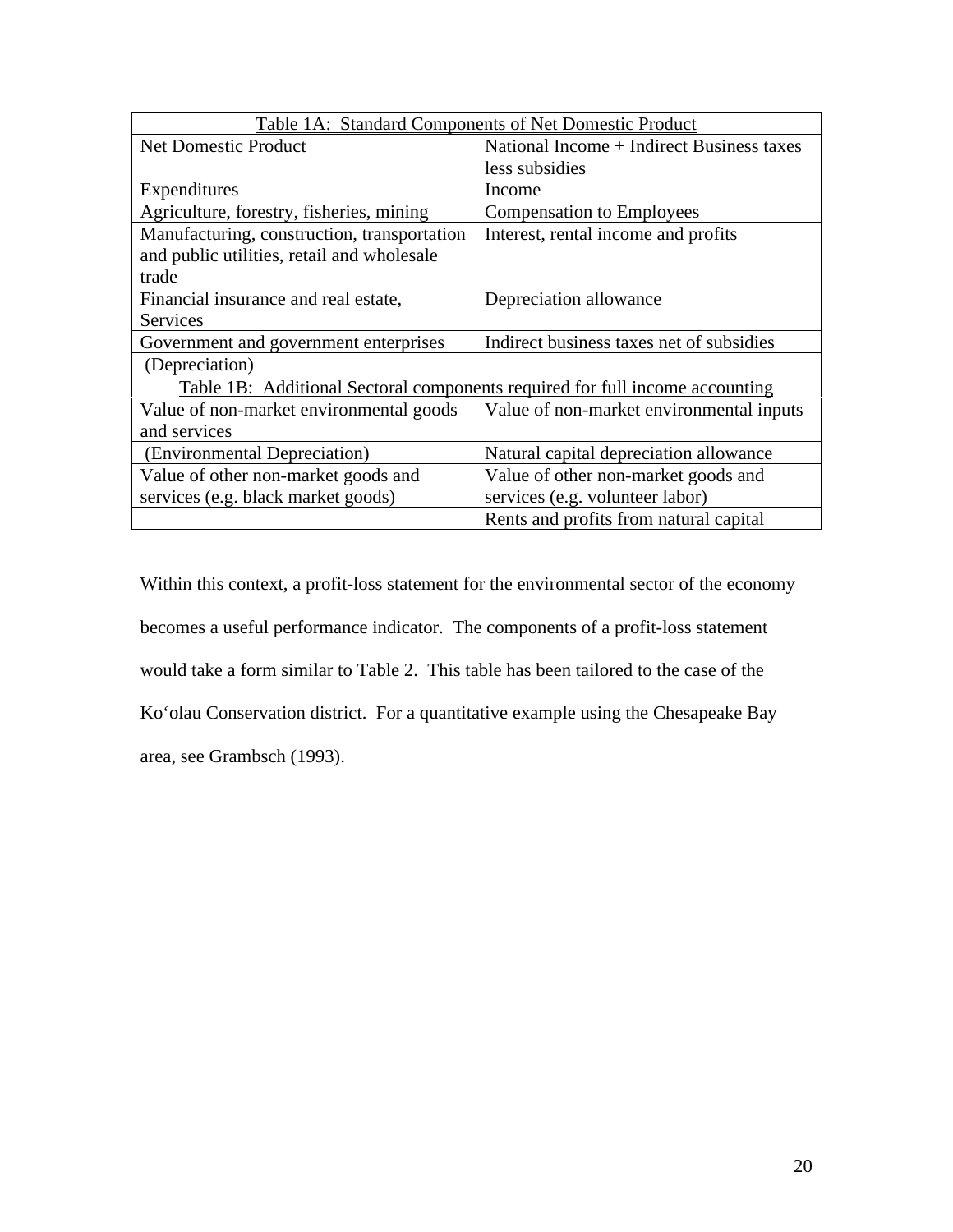| Table 1A: Standard Components of Net Domestic Product | |
|---|---|
| Net Domestic Product<br><br>Expenditures | National Income + Indirect Business taxes less subsidies<br>Income |
| Agriculture, forestry, fisheries, mining | Compensation to Employees |
| Manufacturing, construction, transportation and public utilities, retail and wholesale trade | Interest, rental income and profits |
| Financial insurance and real estate, Services | Depreciation allowance |
| Government and government enterprises | Indirect business taxes net of subsidies |
| (Depreciation) | |
| Table 1B: Additional Sectoral components required for full income accounting | |
| Value of non-market environmental goods and services | Value of non-market environmental inputs |
| (Environmental Depreciation) | Natural capital depreciation allowance |
| Value of other non-market goods and services (e.g. black market goods) | Value of other non-market goods and services (e.g. volunteer labor) |
| | Rents and profits from natural capital |

Within this context, a profit-loss statement for the environmental sector of the economy becomes a useful performance indicator. The components of a profit-loss statement would take a form similar to Table 2. This table has been tailored to the case of the Koʻolau Conservation district. For a quantitative example using the Chesapeake Bay area, see Grambsch (1993).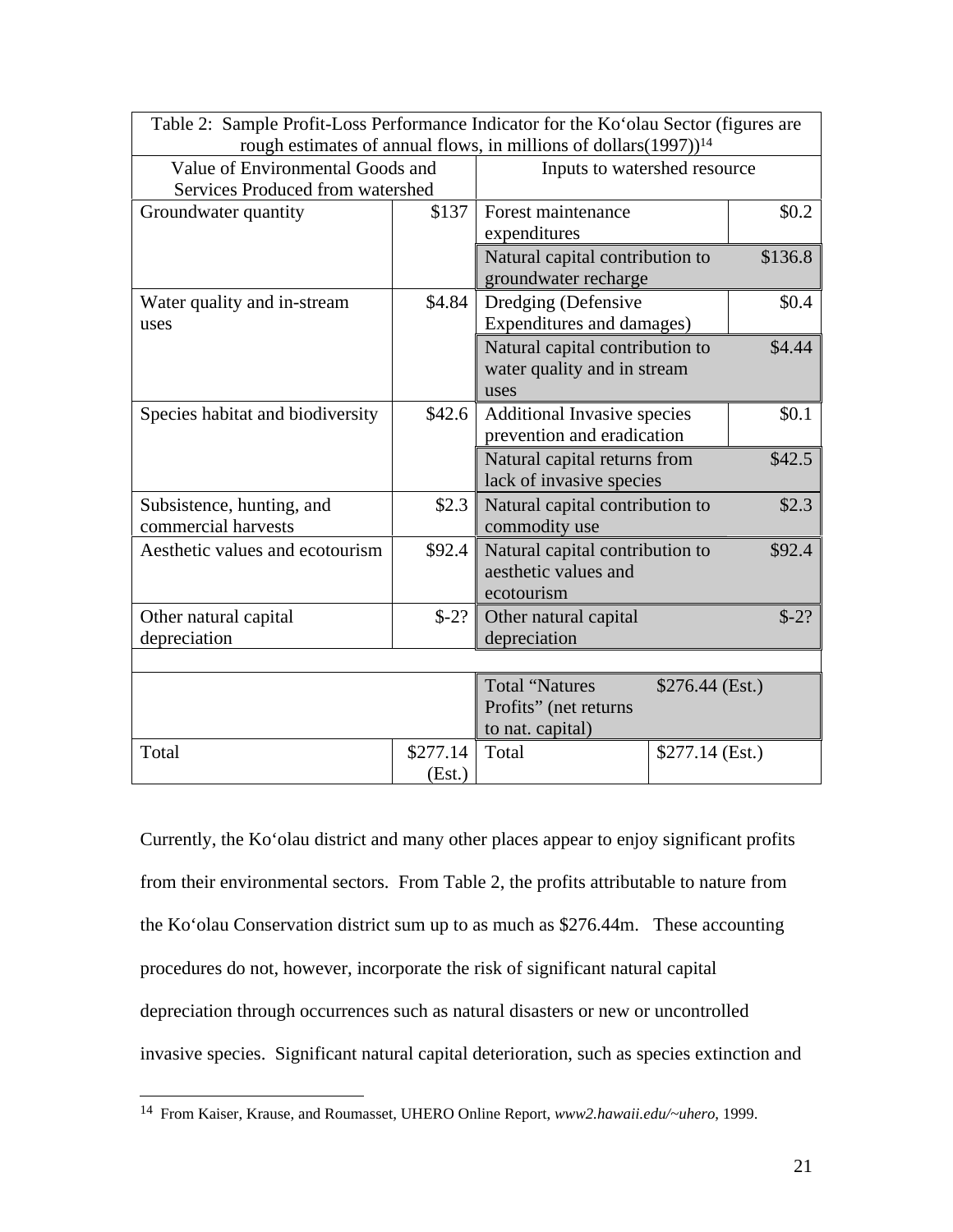Table 2: Sample Profit-Loss Performance Indicator for the Ko'olau Sector (figures are rough estimates of annual flows, in millions of dollars(1997))[14]

| Value of Environmental Goods and Services Produced from watershed | | Inputs to watershed resource | |
|---|---|---|---|
| Groundwater quantity | $137 | Forest maintenance expenditures | $0.2 |
| | | Natural capital contribution to groundwater recharge | $136.8 |
| Water quality and in-stream uses | $4.84 | Dredging (Defensive Expenditures and damages) | $0.4 |
| | | Natural capital contribution to water quality and in stream uses | $4.44 |
| Species habitat and biodiversity | $42.6 | Additional Invasive species prevention and eradication | $0.1 |
| | | Natural capital returns from lack of invasive species | $42.5 |
| Subsistence, hunting, and commercial harvests | $2.3 | Natural capital contribution to commodity use | $2.3 |
| Aesthetic values and ecotourism | $92.4 | Natural capital contribution to aesthetic values and ecotourism | $92.4 |
| Other natural capital depreciation | $-2? | Other natural capital depreciation | $-2? |
| | | | |
| | | Total "Natures Profits" (net returns to nat. capital) | $276.44 (Est.) |
| Total | $277.14 (Est.) | Total | $277.14 (Est.) |

Currently, the Ko'olau district and many other places appear to enjoy significant profits from their environmental sectors. From Table 2, the profits attributable to nature from the Ko'olau Conservation district sum up to as much as $276.44m. These accounting procedures do not, however, incorporate the risk of significant natural capital depreciation through occurrences such as natural disasters or new or uncontrolled invasive species. Significant natural capital deterioration, such as species extinction and

[14] From Kaiser, Krause, and Roumasset, UHERO Online Report, *www2.hawaii.edu/~uhero*, 1999.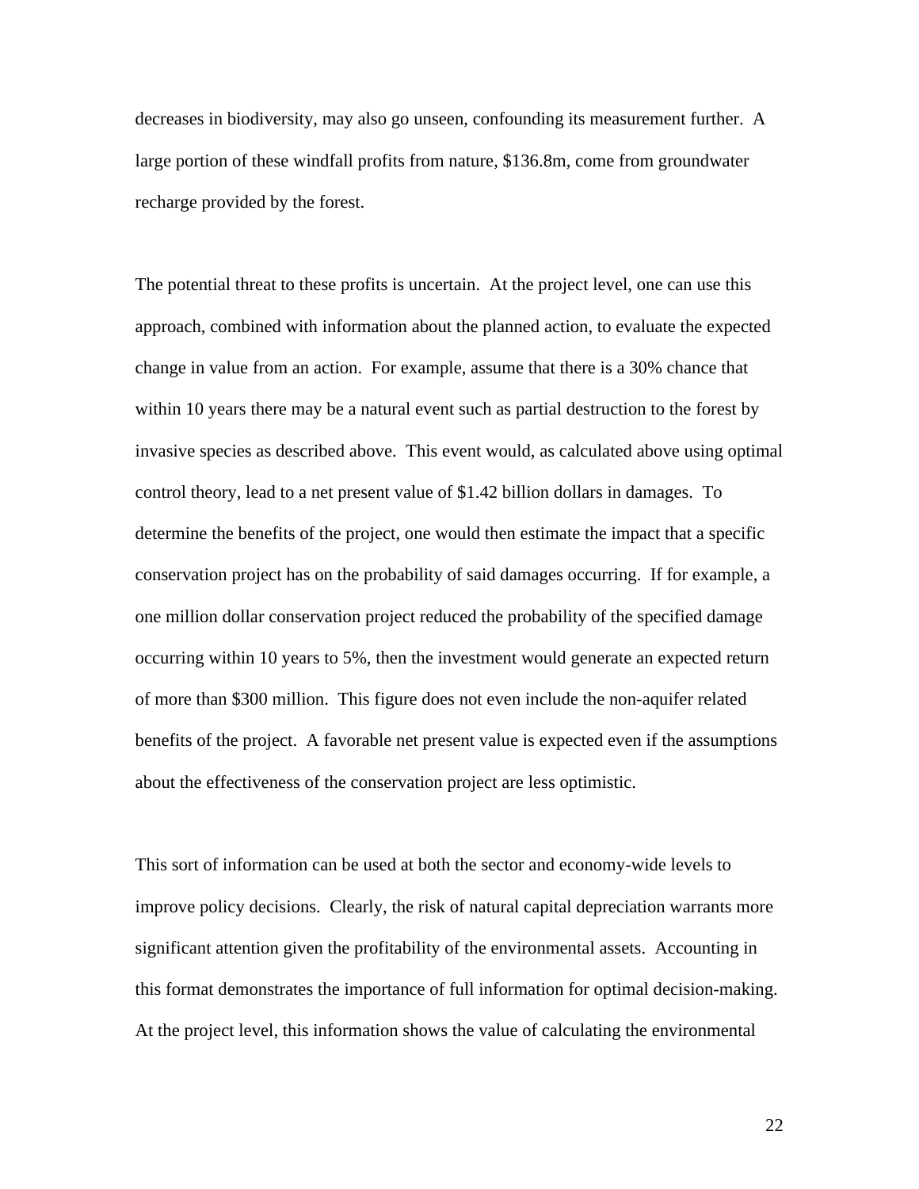decreases in biodiversity, may also go unseen, confounding its measurement further. A large portion of these windfall profits from nature, $136.8m, come from groundwater recharge provided by the forest.

The potential threat to these profits is uncertain. At the project level, one can use this approach, combined with information about the planned action, to evaluate the expected change in value from an action. For example, assume that there is a 30% chance that within 10 years there may be a natural event such as partial destruction to the forest by invasive species as described above. This event would, as calculated above using optimal control theory, lead to a net present value of $1.42 billion dollars in damages. To determine the benefits of the project, one would then estimate the impact that a specific conservation project has on the probability of said damages occurring. If for example, a one million dollar conservation project reduced the probability of the specified damage occurring within 10 years to 5%, then the investment would generate an expected return of more than $300 million. This figure does not even include the non-aquifer related benefits of the project. A favorable net present value is expected even if the assumptions about the effectiveness of the conservation project are less optimistic.

This sort of information can be used at both the sector and economy-wide levels to improve policy decisions. Clearly, the risk of natural capital depreciation warrants more significant attention given the profitability of the environmental assets. Accounting in this format demonstrates the importance of full information for optimal decision-making. At the project level, this information shows the value of calculating the environmental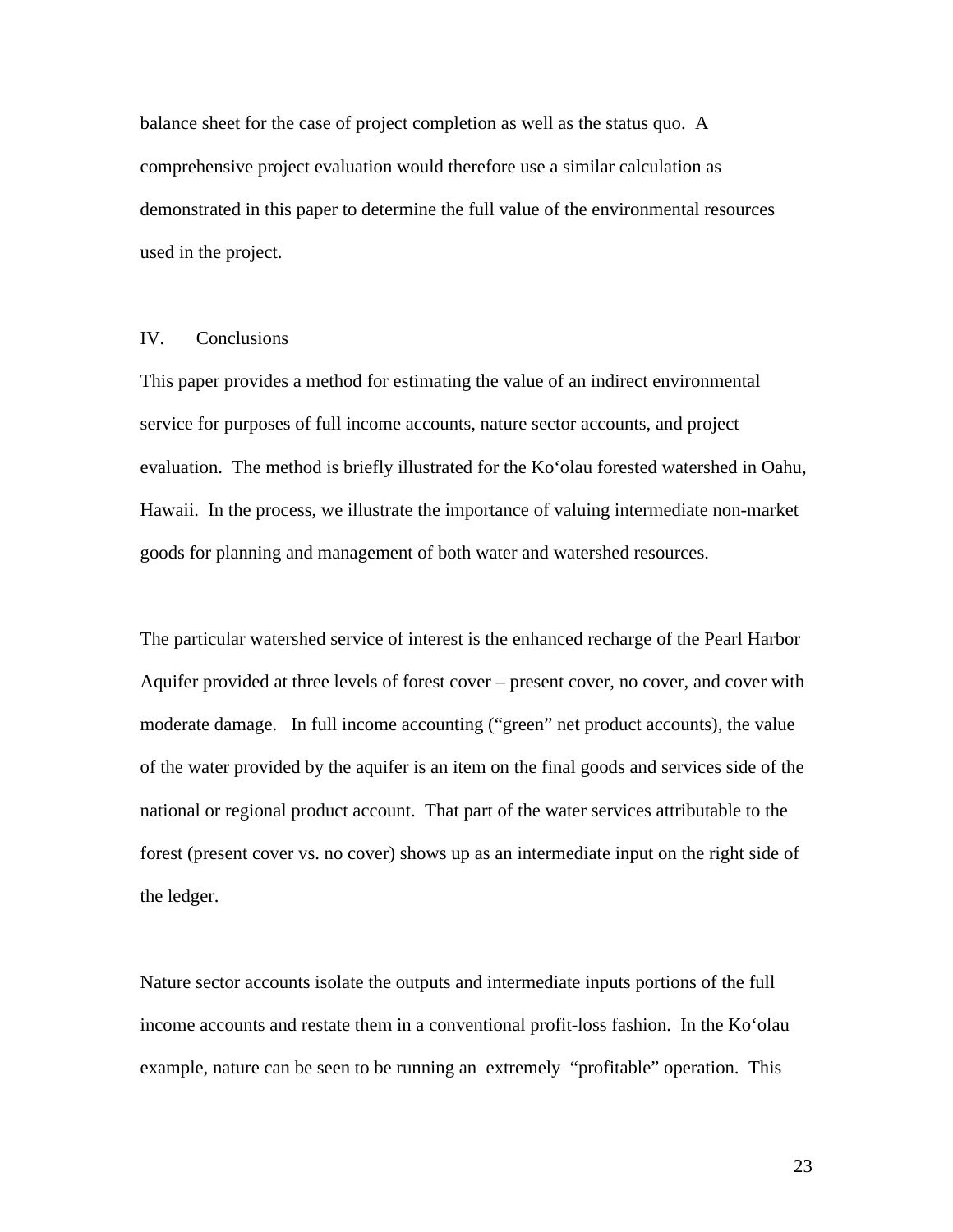balance sheet for the case of project completion as well as the status quo. A comprehensive project evaluation would therefore use a similar calculation as demonstrated in this paper to determine the full value of the environmental resources used in the project.

## IV. Conclusions

This paper provides a method for estimating the value of an indirect environmental service for purposes of full income accounts, nature sector accounts, and project evaluation. The method is briefly illustrated for the Ko‘olau forested watershed in Oahu, Hawaii. In the process, we illustrate the importance of valuing intermediate non-market goods for planning and management of both water and watershed resources.

The particular watershed service of interest is the enhanced recharge of the Pearl Harbor Aquifer provided at three levels of forest cover – present cover, no cover, and cover with moderate damage. In full income accounting (“green” net product accounts), the value of the water provided by the aquifer is an item on the final goods and services side of the national or regional product account. That part of the water services attributable to the forest (present cover vs. no cover) shows up as an intermediate input on the right side of the ledger.

Nature sector accounts isolate the outputs and intermediate inputs portions of the full income accounts and restate them in a conventional profit-loss fashion. In the Ko‘olau example, nature can be seen to be running an extremely “profitable” operation. This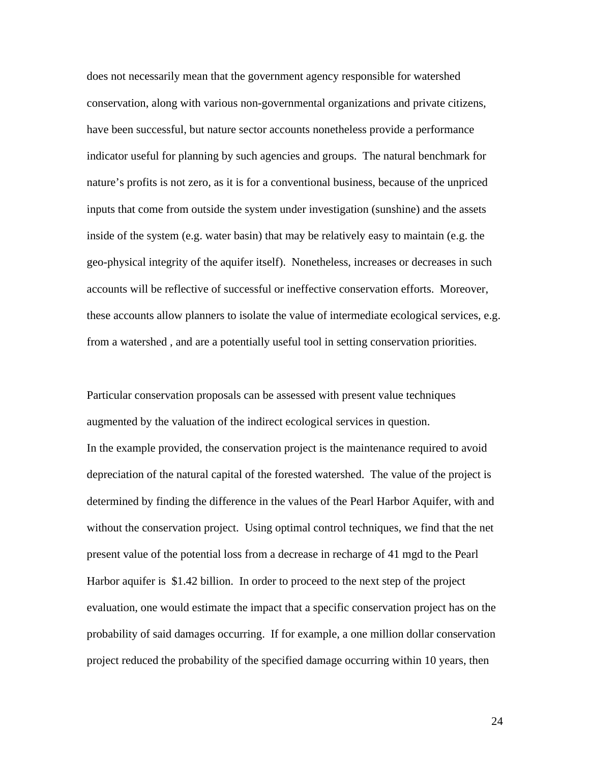does not necessarily mean that the government agency responsible for watershed conservation, along with various non-governmental organizations and private citizens, have been successful, but nature sector accounts nonetheless provide a performance indicator useful for planning by such agencies and groups. The natural benchmark for nature's profits is not zero, as it is for a conventional business, because of the unpriced inputs that come from outside the system under investigation (sunshine) and the assets inside of the system (e.g. water basin) that may be relatively easy to maintain (e.g. the geo-physical integrity of the aquifer itself). Nonetheless, increases or decreases in such accounts will be reflective of successful or ineffective conservation efforts. Moreover, these accounts allow planners to isolate the value of intermediate ecological services, e.g. from a watershed , and are a potentially useful tool in setting conservation priorities.

Particular conservation proposals can be assessed with present value techniques augmented by the valuation of the indirect ecological services in question.
In the example provided, the conservation project is the maintenance required to avoid depreciation of the natural capital of the forested watershed. The value of the project is determined by finding the difference in the values of the Pearl Harbor Aquifer, with and without the conservation project. Using optimal control techniques, we find that the net present value of the potential loss from a decrease in recharge of 41 mgd to the Pearl Harbor aquifer is $1.42 billion. In order to proceed to the next step of the project evaluation, one would estimate the impact that a specific conservation project has on the probability of said damages occurring. If for example, a one million dollar conservation project reduced the probability of the specified damage occurring within 10 years, then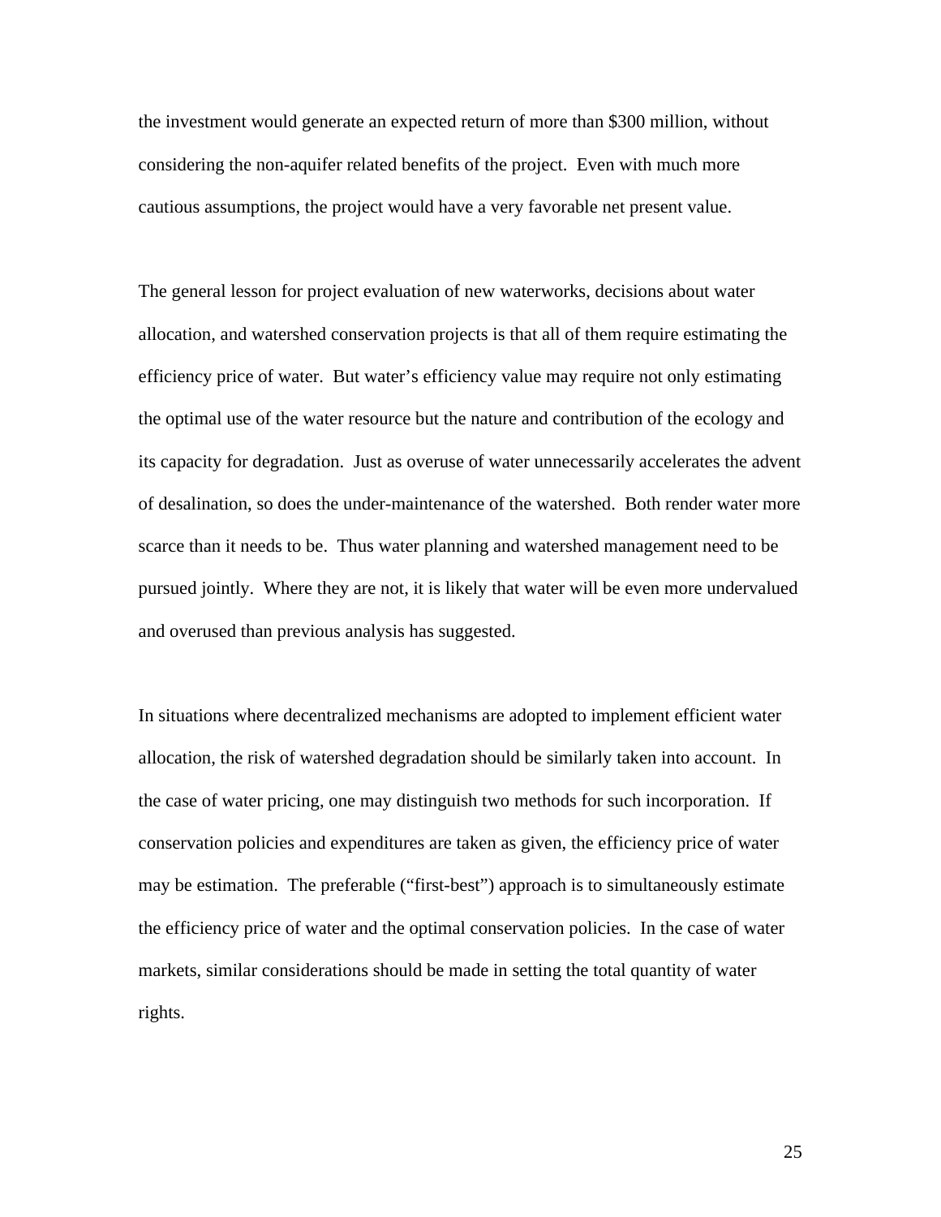the investment would generate an expected return of more than $300 million, without considering the non-aquifer related benefits of the project. Even with much more cautious assumptions, the project would have a very favorable net present value.

The general lesson for project evaluation of new waterworks, decisions about water allocation, and watershed conservation projects is that all of them require estimating the efficiency price of water. But water's efficiency value may require not only estimating the optimal use of the water resource but the nature and contribution of the ecology and its capacity for degradation. Just as overuse of water unnecessarily accelerates the advent of desalination, so does the under-maintenance of the watershed. Both render water more scarce than it needs to be. Thus water planning and watershed management need to be pursued jointly. Where they are not, it is likely that water will be even more undervalued and overused than previous analysis has suggested.

In situations where decentralized mechanisms are adopted to implement efficient water allocation, the risk of watershed degradation should be similarly taken into account. In the case of water pricing, one may distinguish two methods for such incorporation. If conservation policies and expenditures are taken as given, the efficiency price of water may be estimation. The preferable ("first-best") approach is to simultaneously estimate the efficiency price of water and the optimal conservation policies. In the case of water markets, similar considerations should be made in setting the total quantity of water rights.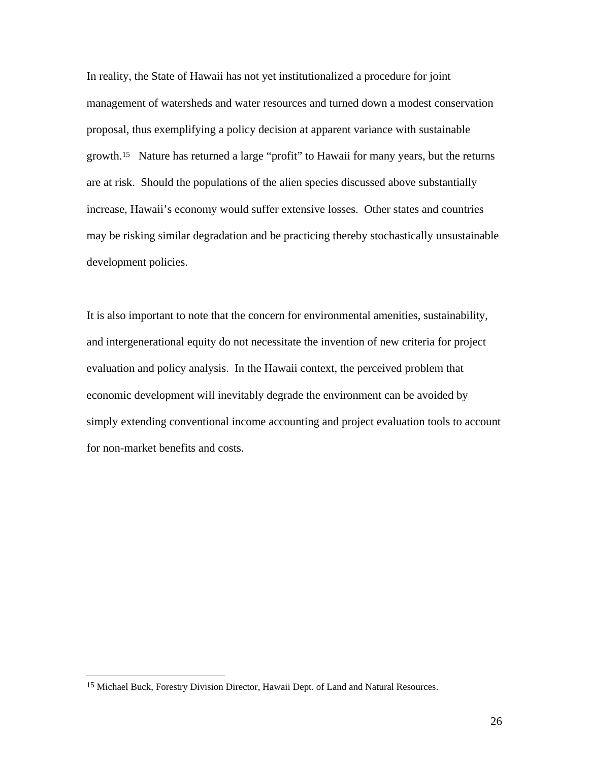In reality, the State of Hawaii has not yet institutionalized a procedure for joint management of watersheds and water resources and turned down a modest conservation proposal, thus exemplifying a policy decision at apparent variance with sustainable growth.[15] Nature has returned a large "profit" to Hawaii for many years, but the returns are at risk. Should the populations of the alien species discussed above substantially increase, Hawaii's economy would suffer extensive losses. Other states and countries may be risking similar degradation and be practicing thereby stochastically unsustainable development policies.

It is also important to note that the concern for environmental amenities, sustainability, and intergenerational equity do not necessitate the invention of new criteria for project evaluation and policy analysis. In the Hawaii context, the perceived problem that economic development will inevitably degrade the environment can be avoided by simply extending conventional income accounting and project evaluation tools to account for non-market benefits and costs.

---

[15] Michael Buck, Forestry Division Director, Hawaii Dept. of Land and Natural Resources.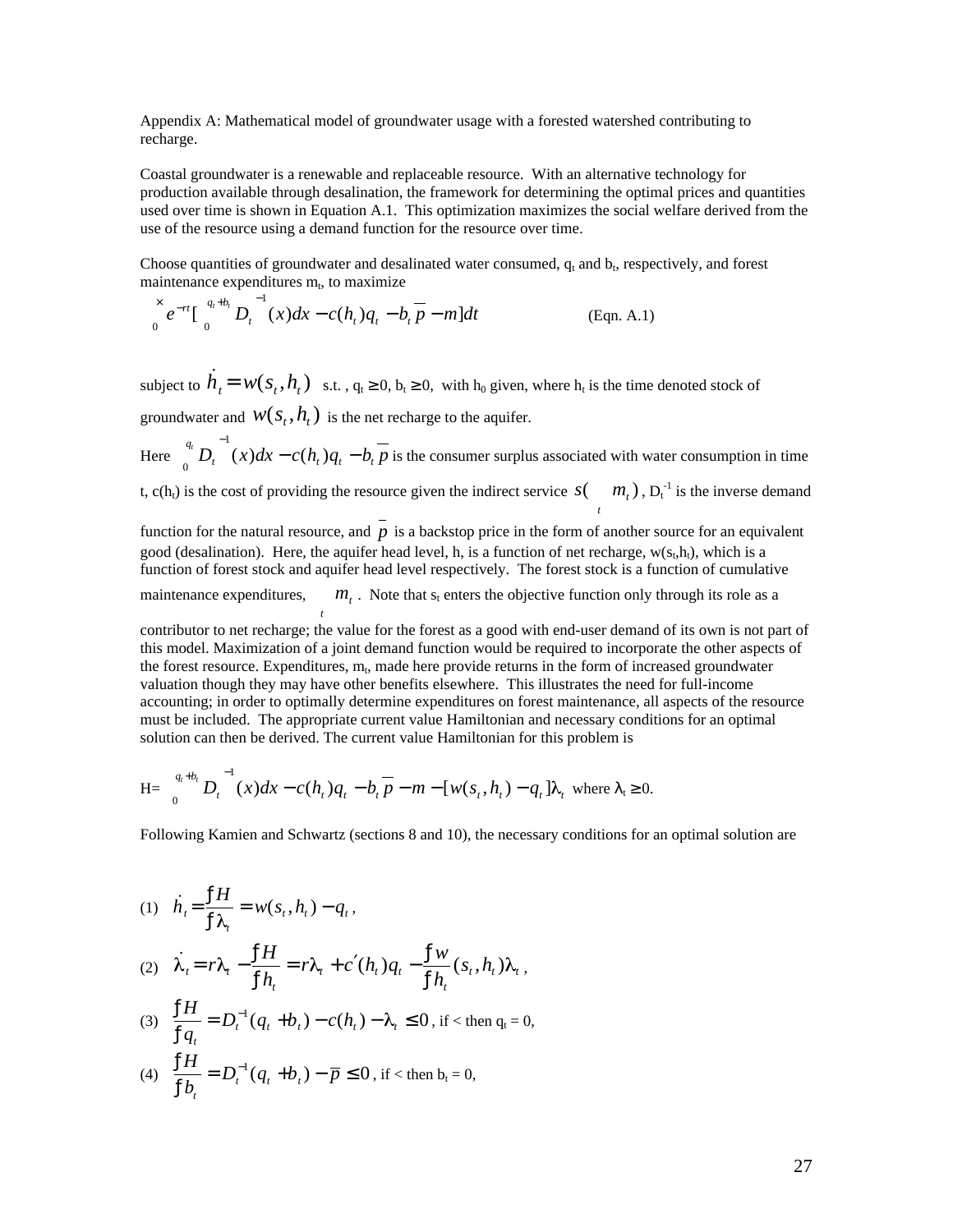Appendix A: Mathematical model of groundwater usage with a forested watershed contributing to recharge.

Coastal groundwater is a renewable and replaceable resource. With an alternative technology for production available through desalination, the framework for determining the optimal prices and quantities used over time is shown in Equation A.1. This optimization maximizes the social welfare derived from the use of the resource using a demand function for the resource over time.

Choose quantities of groundwater and desalinated water consumed, $q_t$ and $b_t$, respectively, and forest maintenance expenditures $m_t$, to maximize

$$\int_0^{\infty} e^{-rt} \left[ \int_0^{q_t + b_t} D_t^{-1}(x)dx - c(h_t)q_t - b_t \bar{p} - m \right] dt \qquad \text{(Eqn. A.1)}$$

subject to $\dot{h}_t = w(s_t, h_t)$ s.t. , $q_t \geq 0$, $b_t \geq 0$, with $h_0$ given, where $h_t$ is the time denoted stock of groundwater and $w(s_t, h_t)$ is the net recharge to the aquifer.

Here $\int_0^{q_t} D_t^{-1}(x)dx - c(h_t)q_t - b_t \bar{p}$ is the consumer surplus associated with water consumption in time t, $c(h_t)$ is the cost of providing the resource given the indirect service $s(\sum_t m_t)$, $D_t^{-1}$ is the inverse demand function for the natural resource, and $\bar{p}$ is a backstop price in the form of another source for an equivalent good (desalination). Here, the aquifer head level, h, is a function of net recharge, $w(s_t, h_t)$, which is a function of forest stock and aquifer head level respectively. The forest stock is a function of cumulative maintenance expenditures, $\sum_t m_t$. Note that $s_t$ enters the objective function only through its role as a contributor to net recharge; the value for the forest as a good with end-user demand of its own is not part of this model. Maximization of a joint demand function would be required to incorporate the other aspects of the forest resource. Expenditures, $m_t$, made here provide returns in the form of increased groundwater valuation though they may have other benefits elsewhere. This illustrates the need for full-income accounting; in order to optimally determine expenditures on forest maintenance, all aspects of the resource must be included. The appropriate current value Hamiltonian and necessary conditions for an optimal solution can then be derived. The current value Hamiltonian for this problem is

H= $\int_0^{q_t + b_t} D_t^{-1}(x)dx - c(h_t)q_t - b_t \bar{p} - m - [w(s_t, h_t) - q_t]\lambda_t$ where $\lambda_t \geq 0$.

Following Kamien and Schwartz (sections 8 and 10), the necessary conditions for an optimal solution are

(1) $\dot{h}_t = \dfrac{\partial H}{\partial \lambda_t} = w(s_t, h_t) - q_t$ ,

(2) $\dot{\lambda}_t = r\lambda_t - \dfrac{\partial H}{\partial h_t} = r\lambda_t + c'(h_t)q_t - \dfrac{\partial w}{\partial h_t}(s_t, h_t)\lambda_t$ ,

(3) $\dfrac{\partial H}{\partial q_t} = D_t^{-1}(q_t + b_t) - c(h_t) - \lambda_t \leq 0$ , if < then $q_t = 0$,

(4) $\dfrac{\partial H}{\partial b_t} = D_t^{-1}(q_t + b_t) - \bar{p} \leq 0$ , if < then $b_t = 0$,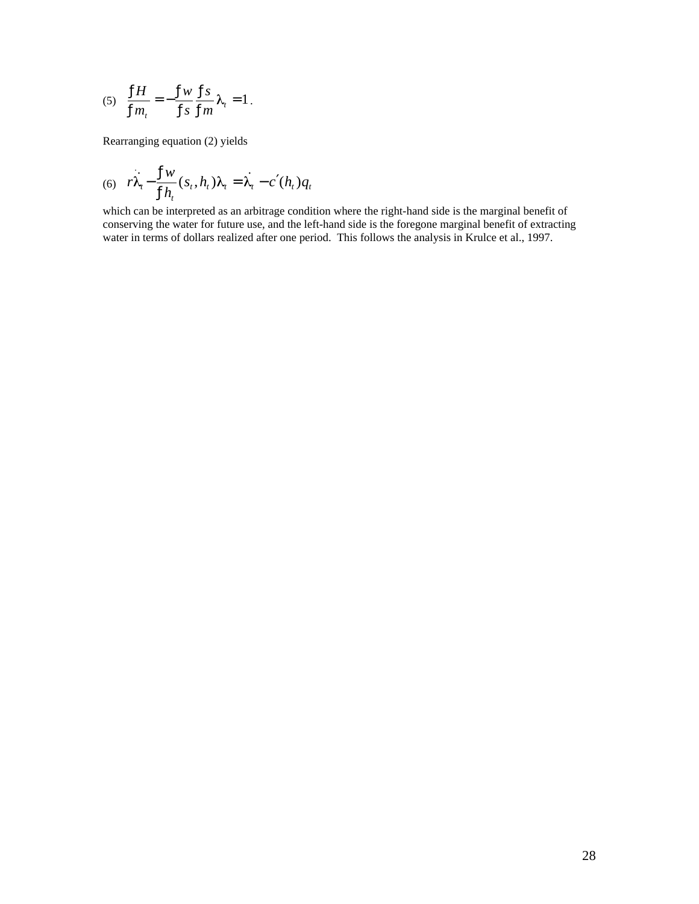(5) $$\frac{\partial H}{\partial m_t} = -\frac{\partial w}{\partial s}\frac{\partial s}{\partial m}\lambda_t = 1.$$

Rearranging equation (2) yields

(6) $$r\dot{\lambda}_t - \frac{\partial w}{\partial h_t}(s_t, h_t)\lambda_t = \dot{\lambda}_t - c'(h_t)q_t$$

which can be interpreted as an arbitrage condition where the right-hand side is the marginal benefit of conserving the water for future use, and the left-hand side is the foregone marginal benefit of extracting water in terms of dollars realized after one period. This follows the analysis in Krulce et al., 1997.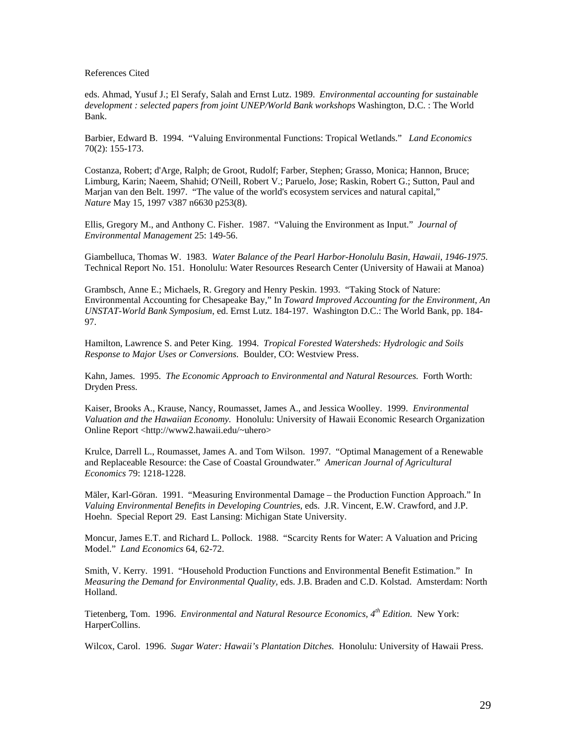# References Cited

eds. Ahmad, Yusuf J.; El Serafy, Salah and Ernst Lutz. 1989. *Environmental accounting for sustainable development : selected papers from joint UNEP/World Bank workshops* Washington, D.C. : The World Bank.

Barbier, Edward B. 1994. "Valuing Environmental Functions: Tropical Wetlands." *Land Economics* 70(2): 155-173.

Costanza, Robert; d'Arge, Ralph; de Groot, Rudolf; Farber, Stephen; Grasso, Monica; Hannon, Bruce; Limburg, Karin; Naeem, Shahid; O'Neill, Robert V.; Paruelo, Jose; Raskin, Robert G.; Sutton, Paul and Marjan van den Belt. 1997. "The value of the world's ecosystem services and natural capital," *Nature* May 15, 1997 v387 n6630 p253(8).

Ellis, Gregory M., and Anthony C. Fisher. 1987. "Valuing the Environment as Input." *Journal of Environmental Management* 25: 149-56.

Giambelluca, Thomas W. 1983. *Water Balance of the Pearl Harbor-Honolulu Basin, Hawaii, 1946-1975.* Technical Report No. 151. Honolulu: Water Resources Research Center (University of Hawaii at Manoa)

Grambsch, Anne E.; Michaels, R. Gregory and Henry Peskin. 1993. "Taking Stock of Nature: Environmental Accounting for Chesapeake Bay," In *Toward Improved Accounting for the Environment, An UNSTAT-World Bank Symposium,* ed. Ernst Lutz. 184-197. Washington D.C.: The World Bank, pp. 184-97.

Hamilton, Lawrence S. and Peter King. 1994. *Tropical Forested Watersheds: Hydrologic and Soils Response to Major Uses or Conversions.* Boulder, CO: Westview Press.

Kahn, James. 1995. *The Economic Approach to Environmental and Natural Resources.* Forth Worth: Dryden Press.

Kaiser, Brooks A., Krause, Nancy, Roumasset, James A., and Jessica Woolley. 1999. *Environmental Valuation and the Hawaiian Economy.* Honolulu: University of Hawaii Economic Research Organization Online Report <http://www2.hawaii.edu/~uhero>

Krulce, Darrell L., Roumasset, James A. and Tom Wilson. 1997. "Optimal Management of a Renewable and Replaceable Resource: the Case of Coastal Groundwater." *American Journal of Agricultural Economics* 79: 1218-1228.

Mäler, Karl-Göran. 1991. "Measuring Environmental Damage – the Production Function Approach." In *Valuing Environmental Benefits in Developing Countries,* eds. J.R. Vincent, E.W. Crawford, and J.P. Hoehn. Special Report 29. East Lansing: Michigan State University.

Moncur, James E.T. and Richard L. Pollock. 1988. "Scarcity Rents for Water: A Valuation and Pricing Model." *Land Economics* 64, 62-72.

Smith, V. Kerry. 1991. "Household Production Functions and Environmental Benefit Estimation." In *Measuring the Demand for Environmental Quality,* eds. J.B. Braden and C.D. Kolstad. Amsterdam: North Holland.

Tietenberg, Tom. 1996. *Environmental and Natural Resource Economics, 4th Edition.* New York: HarperCollins.

Wilcox, Carol. 1996. *Sugar Water: Hawaii's Plantation Ditches.* Honolulu: University of Hawaii Press.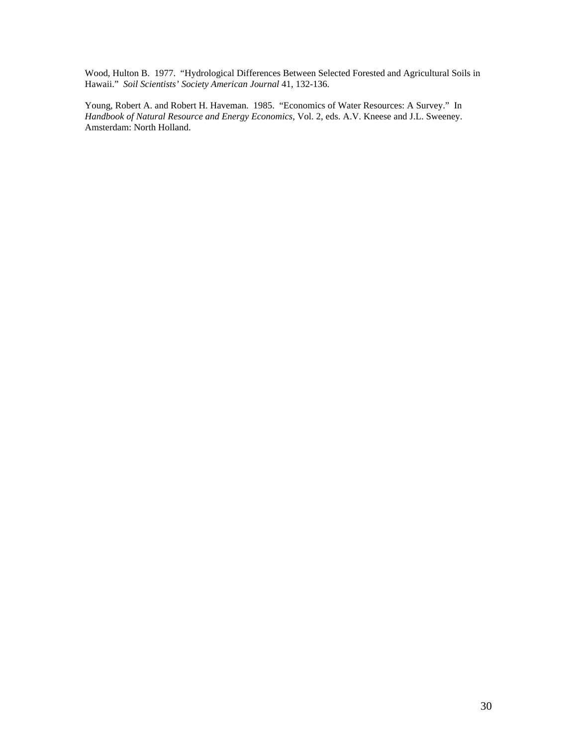Wood, Hulton B. 1977. "Hydrological Differences Between Selected Forested and Agricultural Soils in Hawaii." *Soil Scientists' Society American Journal* 41, 132-136.

Young, Robert A. and Robert H. Haveman. 1985. "Economics of Water Resources: A Survey." In *Handbook of Natural Resource and Energy Economics*, Vol. 2, eds. A.V. Kneese and J.L. Sweeney. Amsterdam: North Holland.